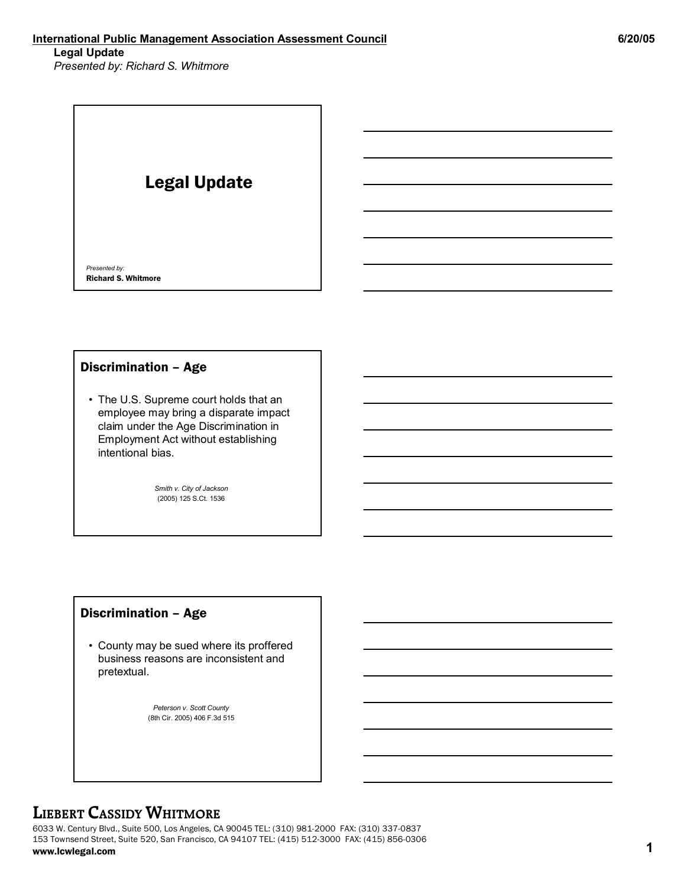# Legal Update

*Presented by:*
**Richard S. Whitmore**

## Discrimination – Age

- The U.S. Supreme court holds that an employee may bring a disparate impact claim under the Age Discrimination in Employment Act without establishing intentional bias.

*Smith v. City of Jackson*
(2005) 125 S.Ct. 1536

## Discrimination – Age

- County may be sued where its proffered business reasons are inconsistent and pretextual.

*Peterson v. Scott County*
(8th Cir. 2005) 406 F.3d 515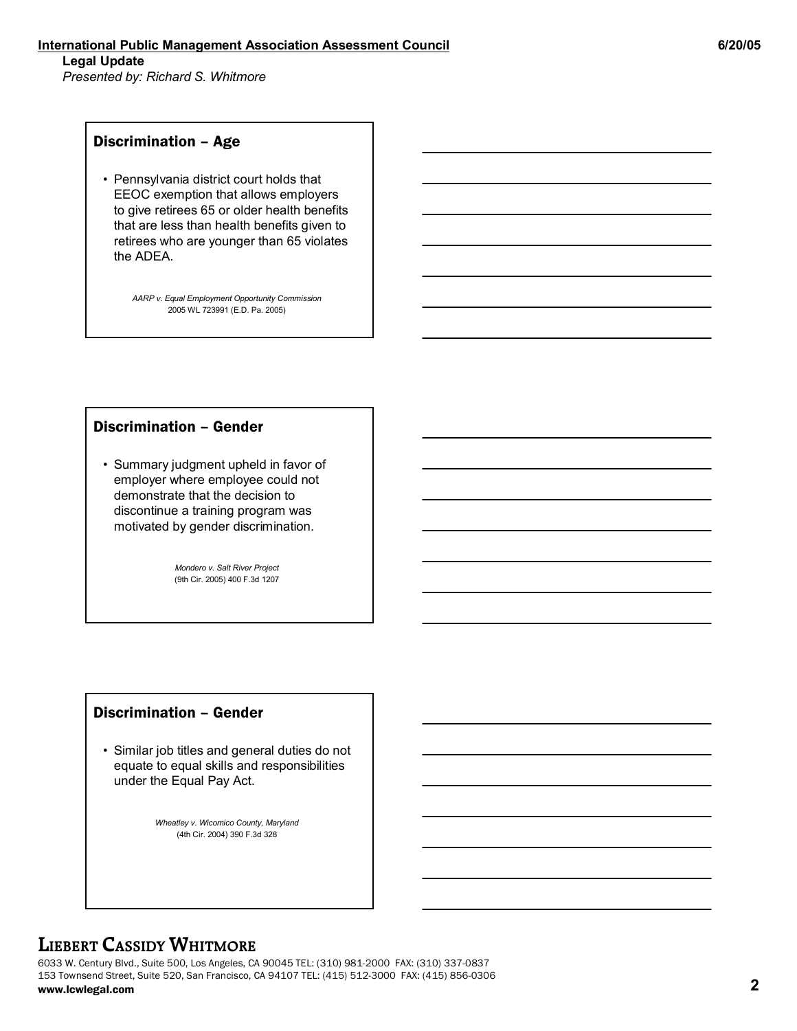## Discrimination – Age

- Pennsylvania district court holds that EEOC exemption that allows employers to give retirees 65 or older health benefits that are less than health benefits given to retirees who are younger than 65 violates the ADEA.

*AARP v. Equal Employment Opportunity Commission*
2005 WL 723991 (E.D. Pa. 2005)

## Discrimination – Gender

- Summary judgment upheld in favor of employer where employee could not demonstrate that the decision to discontinue a training program was motivated by gender discrimination.

*Mondero v. Salt River Project*
(9th Cir. 2005) 400 F.3d 1207

## Discrimination – Gender

- Similar job titles and general duties do not equate to equal skills and responsibilities under the Equal Pay Act.

*Wheatley v. Wicomico County, Maryland*
(4th Cir. 2004) 390 F.3d 328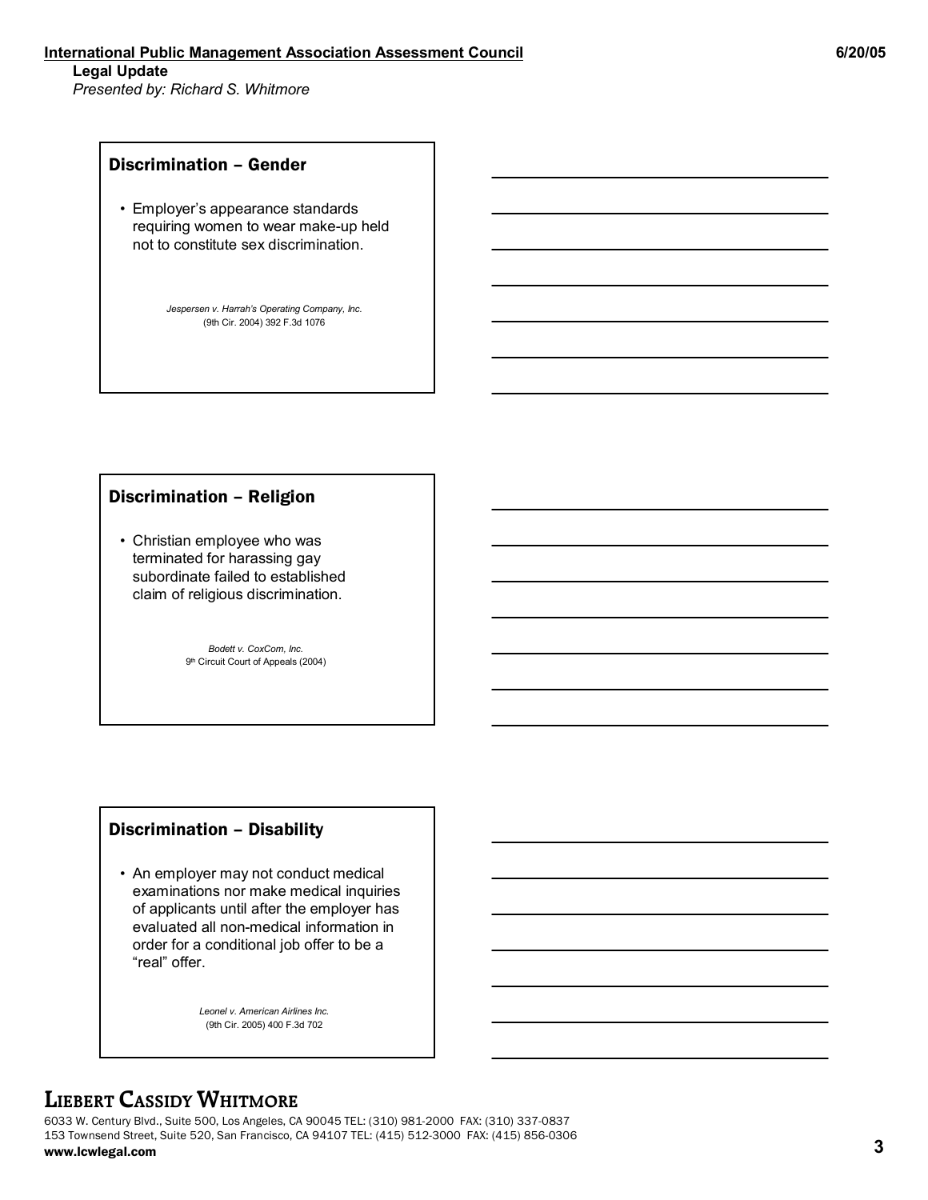## Discrimination – Gender

- Employer's appearance standards requiring women to wear make-up held not to constitute sex discrimination.

*Jespersen v. Harrah's Operating Company, Inc.*
(9th Cir. 2004) 392 F.3d 1076

## Discrimination – Religion

- Christian employee who was terminated for harassing gay subordinate failed to established claim of religious discrimination.

*Bodett v. CoxCom, Inc.*
9th Circuit Court of Appeals (2004)

## Discrimination – Disability

- An employer may not conduct medical examinations nor make medical inquiries of applicants until after the employer has evaluated all non-medical information in order for a conditional job offer to be a "real" offer.

*Leonel v. American Airlines Inc.*
(9th Cir. 2005) 400 F.3d 702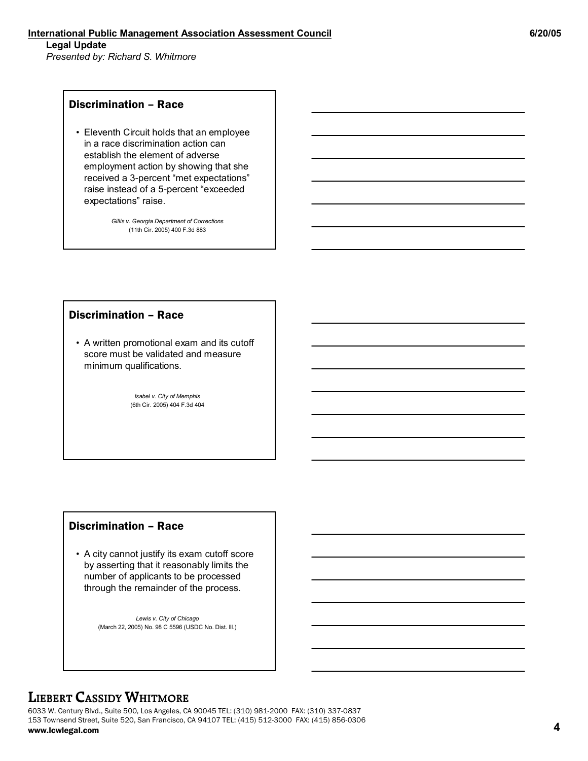## Discrimination – Race

- Eleventh Circuit holds that an employee in a race discrimination action can establish the element of adverse employment action by showing that she received a 3-percent "met expectations" raise instead of a 5-percent "exceeded expectations" raise.

*Gillis v. Georgia Department of Corrections*
(11th Cir. 2005) 400 F.3d 883

## Discrimination – Race

- A written promotional exam and its cutoff score must be validated and measure minimum qualifications.

*Isabel v. City of Memphis*
(6th Cir. 2005) 404 F.3d 404

## Discrimination – Race

- A city cannot justify its exam cutoff score by asserting that it reasonably limits the number of applicants to be processed through the remainder of the process.

*Lewis v. City of Chicago*
(March 22, 2005) No. 98 C 5596 (USDC No. Dist. Ill.)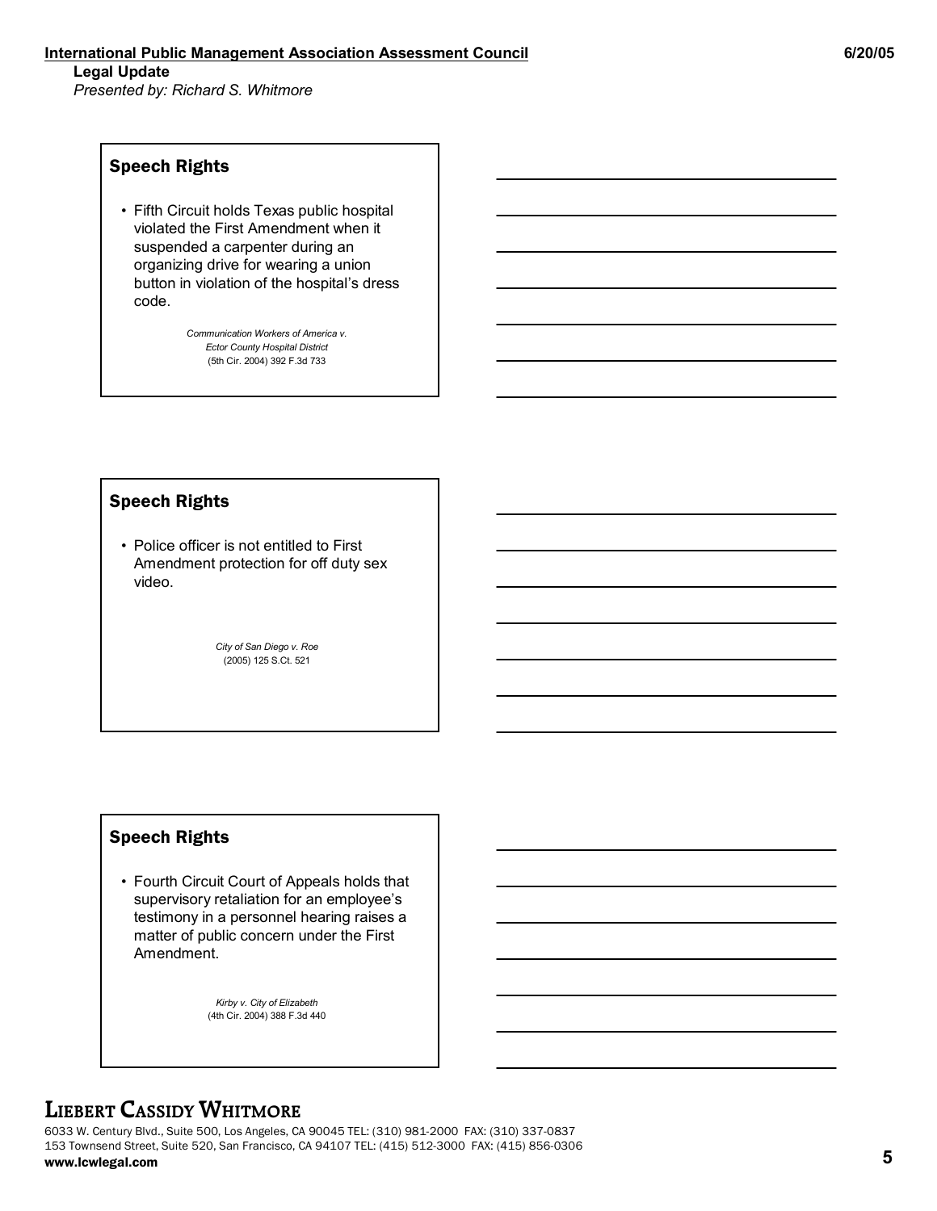## Speech Rights

- Fifth Circuit holds Texas public hospital violated the First Amendment when it suspended a carpenter during an organizing drive for wearing a union button in violation of the hospital's dress code.

*Communication Workers of America v. Ector County Hospital District*
(5th Cir. 2004) 392 F.3d 733

## Speech Rights

- Police officer is not entitled to First Amendment protection for off duty sex video.

*City of San Diego v. Roe*
(2005) 125 S.Ct. 521

## Speech Rights

- Fourth Circuit Court of Appeals holds that supervisory retaliation for an employee's testimony in a personnel hearing raises a matter of public concern under the First Amendment.

*Kirby v. City of Elizabeth*
(4th Cir. 2004) 388 F.3d 440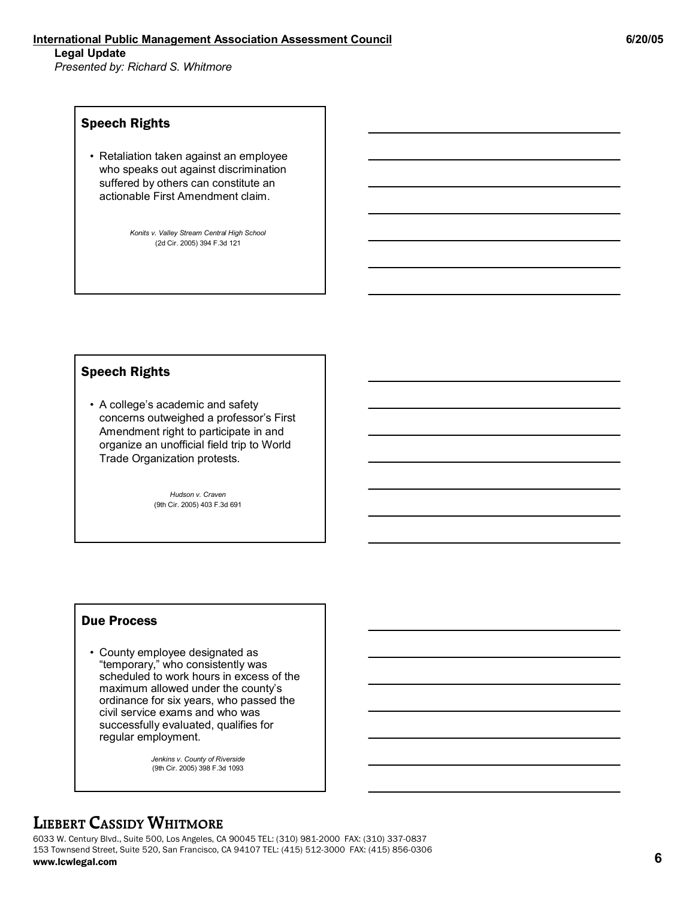## Speech Rights

- Retaliation taken against an employee who speaks out against discrimination suffered by others can constitute an actionable First Amendment claim.

*Konits v. Valley Stream Central High School*
(2d Cir. 2005) 394 F.3d 121

## Speech Rights

- A college's academic and safety concerns outweighed a professor's First Amendment right to participate in and organize an unofficial field trip to World Trade Organization protests.

*Hudson v. Craven*
(9th Cir. 2005) 403 F.3d 691

## Due Process

- County employee designated as "temporary," who consistently was scheduled to work hours in excess of the maximum allowed under the county's ordinance for six years, who passed the civil service exams and who was successfully evaluated, qualifies for regular employment.

*Jenkins v. County of Riverside*
(9th Cir. 2005) 398 F.3d 1093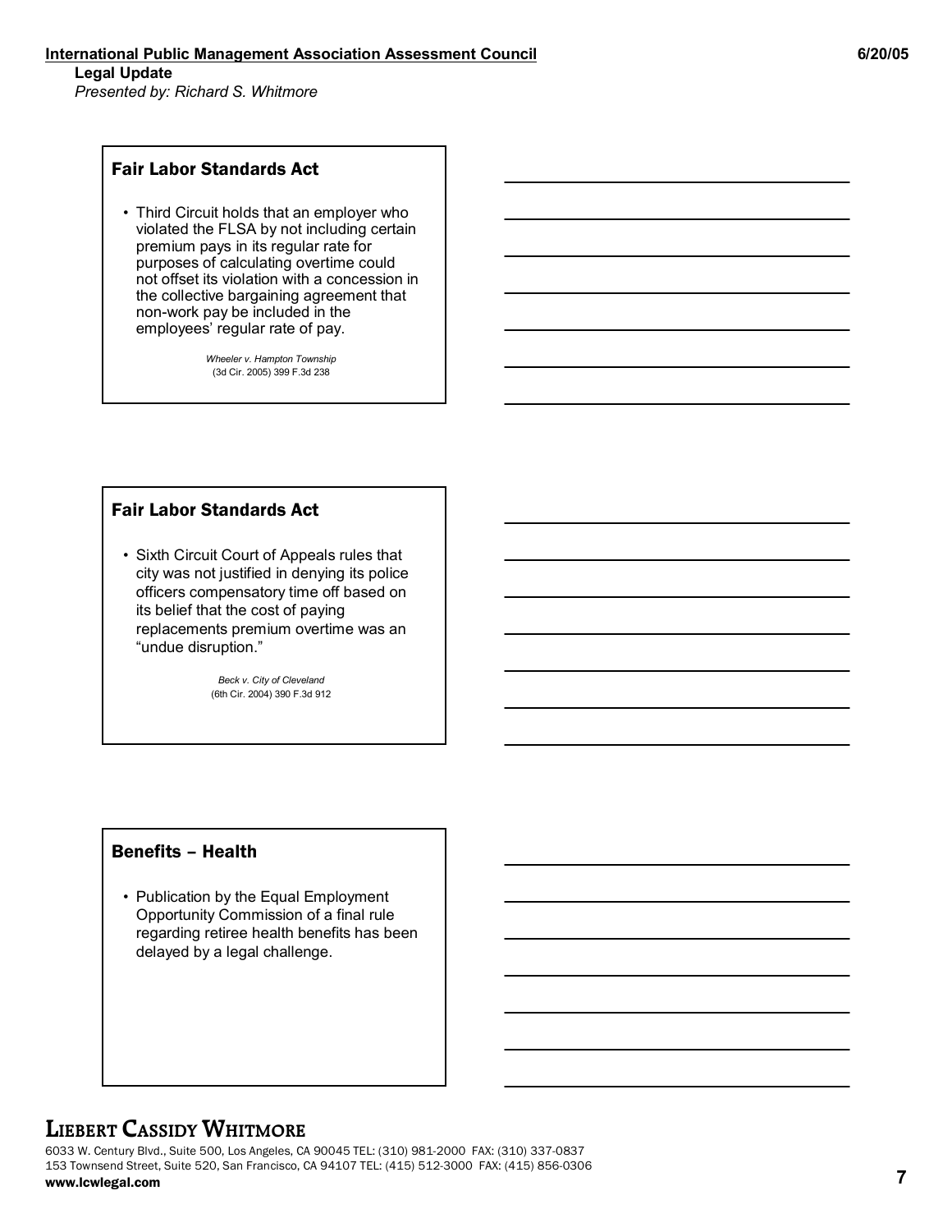## Fair Labor Standards Act

- Third Circuit holds that an employer who violated the FLSA by not including certain premium pays in its regular rate for purposes of calculating overtime could not offset its violation with a concession in the collective bargaining agreement that non-work pay be included in the employees' regular rate of pay.

*Wheeler v. Hampton Township*
(3d Cir. 2005) 399 F.3d 238

## Fair Labor Standards Act

- Sixth Circuit Court of Appeals rules that city was not justified in denying its police officers compensatory time off based on its belief that the cost of paying replacements premium overtime was an "undue disruption."

*Beck v. City of Cleveland*
(6th Cir. 2004) 390 F.3d 912

## Benefits – Health

- Publication by the Equal Employment Opportunity Commission of a final rule regarding retiree health benefits has been delayed by a legal challenge.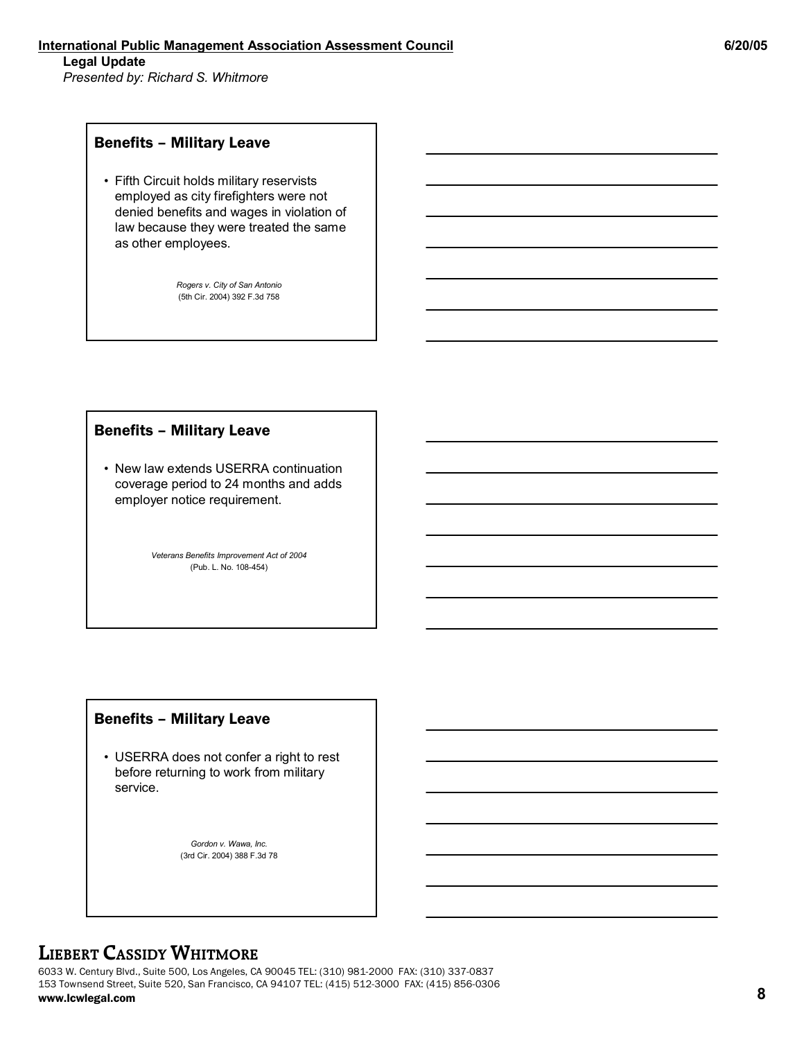## Benefits – Military Leave

- Fifth Circuit holds military reservists employed as city firefighters were not denied benefits and wages in violation of law because they were treated the same as other employees.

*Rogers v. City of San Antonio*
(5th Cir. 2004) 392 F.3d 758

## Benefits – Military Leave

- New law extends USERRA continuation coverage period to 24 months and adds employer notice requirement.

*Veterans Benefits Improvement Act of 2004*
(Pub. L. No. 108-454)

## Benefits – Military Leave

- USERRA does not confer a right to rest before returning to work from military service.

*Gordon v. Wawa, Inc.*
(3rd Cir. 2004) 388 F.3d 78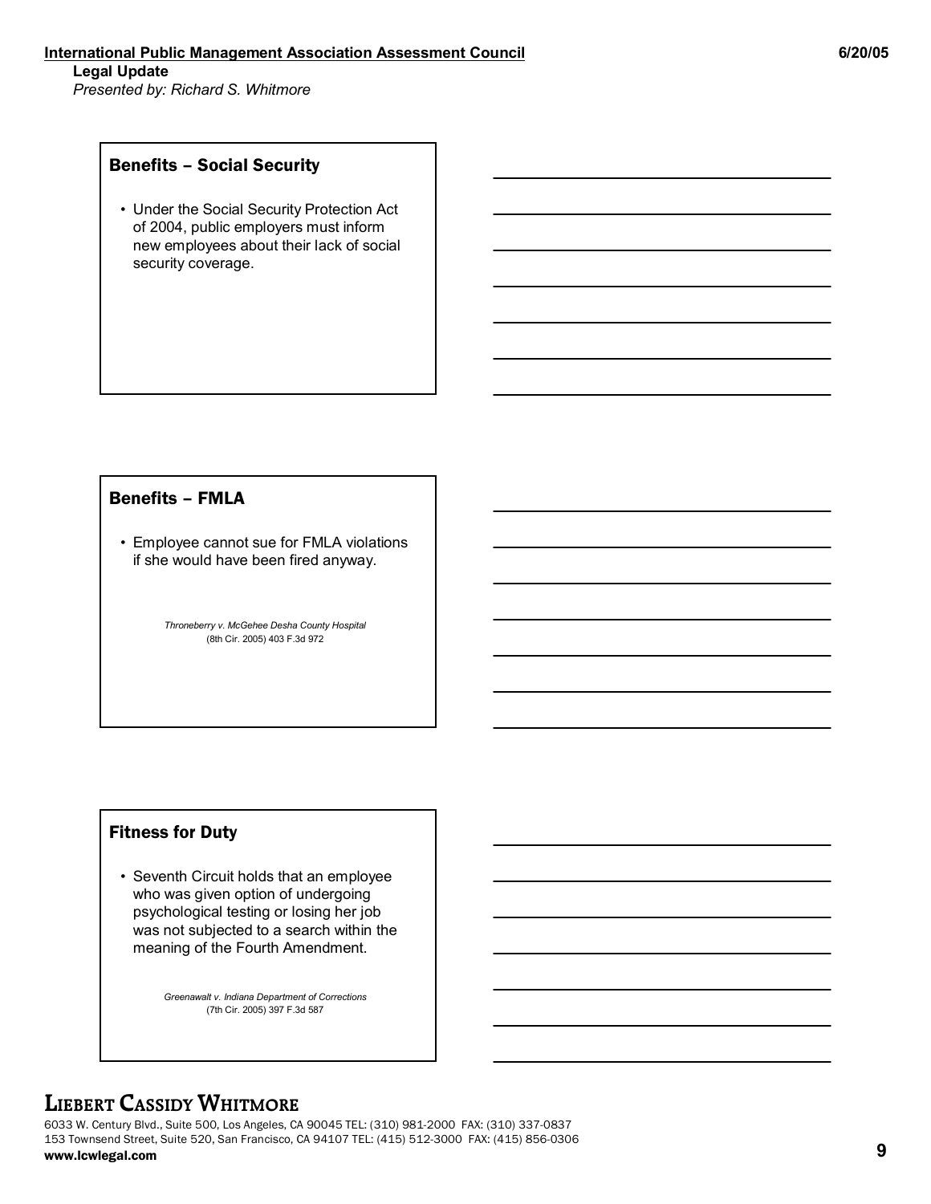## Benefits – Social Security

- Under the Social Security Protection Act of 2004, public employers must inform new employees about their lack of social security coverage.

## Benefits – FMLA

- Employee cannot sue for FMLA violations if she would have been fired anyway.

*Throneberry v. McGehee Desha County Hospital*
(8th Cir. 2005) 403 F.3d 972

## Fitness for Duty

- Seventh Circuit holds that an employee who was given option of undergoing psychological testing or losing her job was not subjected to a search within the meaning of the Fourth Amendment.

*Greenawalt v. Indiana Department of Corrections*
(7th Cir. 2005) 397 F.3d 587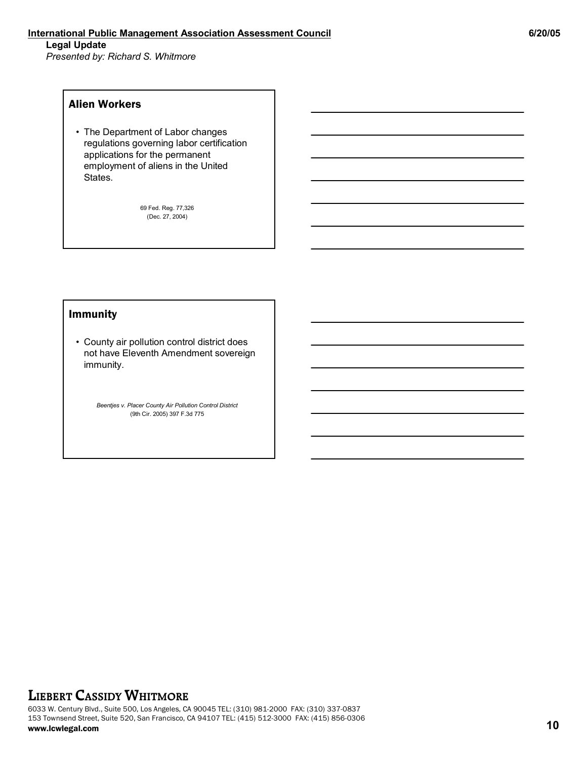## Alien Workers

- The Department of Labor changes regulations governing labor certification applications for the permanent employment of aliens in the United States.

69 Fed. Reg. 77,326
(Dec. 27, 2004)

## Immunity

- County air pollution control district does not have Eleventh Amendment sovereign immunity.

*Beentjes v. Placer County Air Pollution Control District*
(9th Cir. 2005) 397 F.3d 775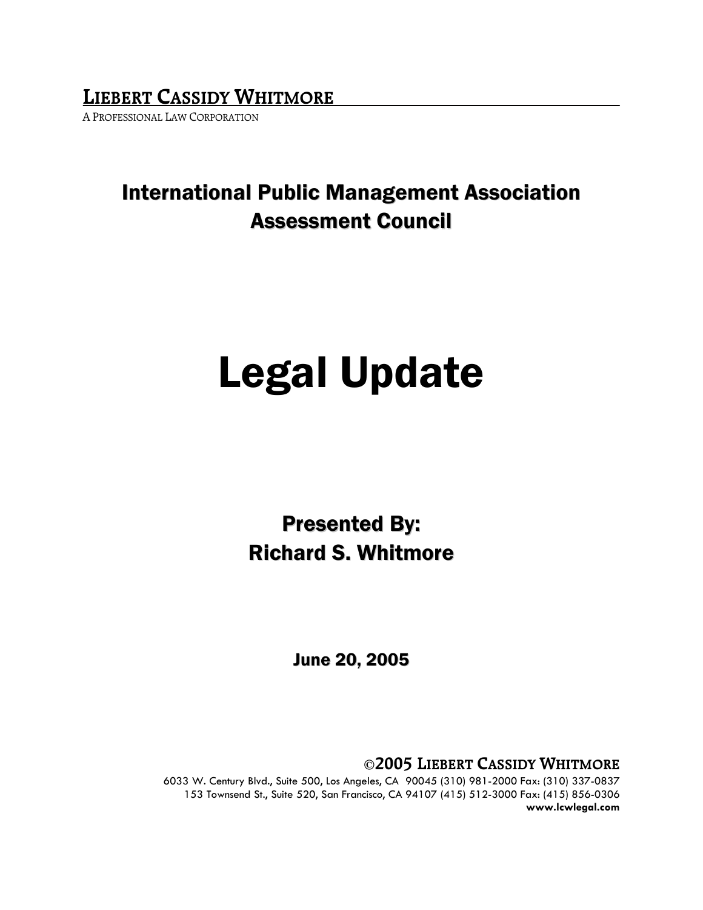**LIEBERT CASSIDY WHITMORE**

A PROFESSIONAL LAW CORPORATION

## International Public Management Association Assessment Council

# Legal Update

## Presented By: Richard S. Whitmore

### June 20, 2005

**©2005 LIEBERT CASSIDY WHITMORE**

6033 W. Century Blvd., Suite 500, Los Angeles, CA 90045 (310) 981-2000 Fax: (310) 337-0837
153 Townsend St., Suite 520, San Francisco, CA 94107 (415) 512-3000 Fax: (415) 856-0306
**www.lcwlegal.com**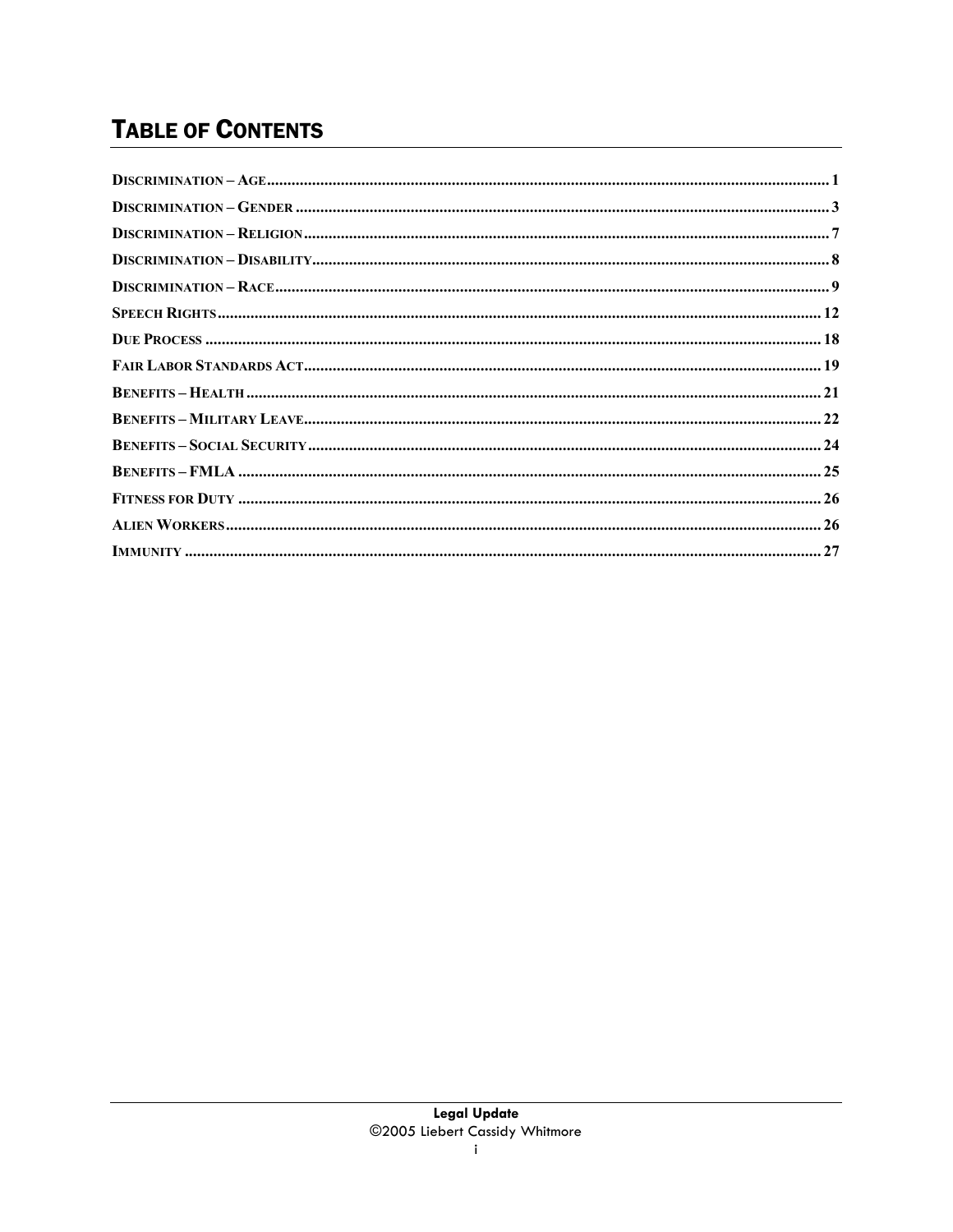# TABLE OF CONTENTS

| | |
|---|---|
| DISCRIMINATION – AGE | 1 |
| DISCRIMINATION – GENDER | 3 |
| DISCRIMINATION – RELIGION | 7 |
| DISCRIMINATION – DISABILITY | 8 |
| DISCRIMINATION – RACE | 9 |
| SPEECH RIGHTS | 12 |
| DUE PROCESS | 18 |
| FAIR LABOR STANDARDS ACT | 19 |
| BENEFITS – HEALTH | 21 |
| BENEFITS – MILITARY LEAVE | 22 |
| BENEFITS – SOCIAL SECURITY | 24 |
| BENEFITS – FMLA | 25 |
| FITNESS FOR DUTY | 26 |
| ALIEN WORKERS | 26 |
| IMMUNITY | 27 |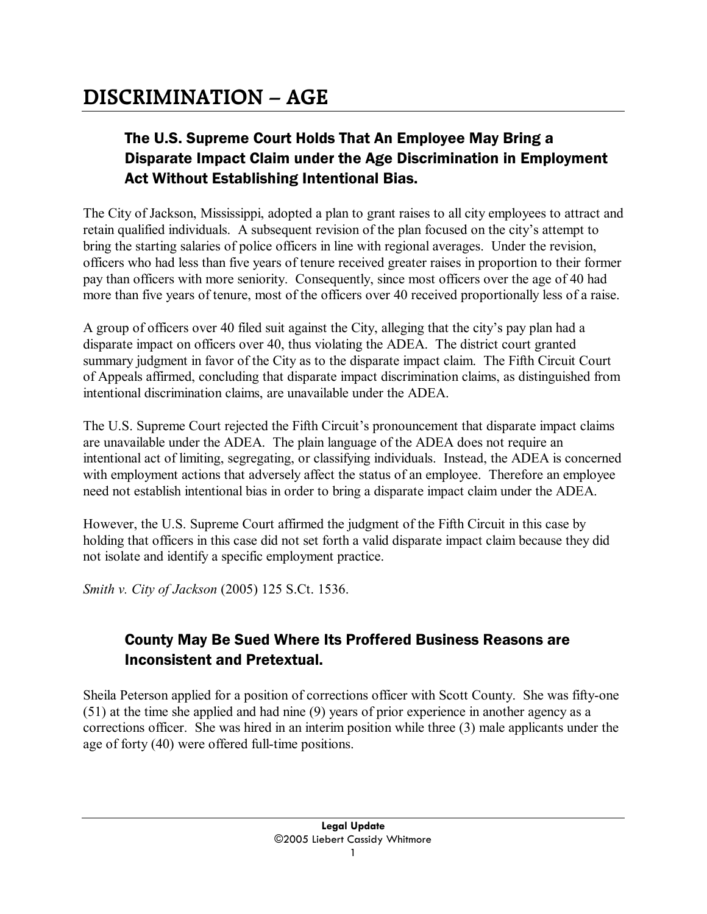# DISCRIMINATION – AGE

## The U.S. Supreme Court Holds That An Employee May Bring a Disparate Impact Claim under the Age Discrimination in Employment Act Without Establishing Intentional Bias.

The City of Jackson, Mississippi, adopted a plan to grant raises to all city employees to attract and retain qualified individuals. A subsequent revision of the plan focused on the city's attempt to bring the starting salaries of police officers in line with regional averages. Under the revision, officers who had less than five years of tenure received greater raises in proportion to their former pay than officers with more seniority. Consequently, since most officers over the age of 40 had more than five years of tenure, most of the officers over 40 received proportionally less of a raise.

A group of officers over 40 filed suit against the City, alleging that the city's pay plan had a disparate impact on officers over 40, thus violating the ADEA. The district court granted summary judgment in favor of the City as to the disparate impact claim. The Fifth Circuit Court of Appeals affirmed, concluding that disparate impact discrimination claims, as distinguished from intentional discrimination claims, are unavailable under the ADEA.

The U.S. Supreme Court rejected the Fifth Circuit's pronouncement that disparate impact claims are unavailable under the ADEA. The plain language of the ADEA does not require an intentional act of limiting, segregating, or classifying individuals. Instead, the ADEA is concerned with employment actions that adversely affect the status of an employee. Therefore an employee need not establish intentional bias in order to bring a disparate impact claim under the ADEA.

However, the U.S. Supreme Court affirmed the judgment of the Fifth Circuit in this case by holding that officers in this case did not set forth a valid disparate impact claim because they did not isolate and identify a specific employment practice.

*Smith v. City of Jackson* (2005) 125 S.Ct. 1536.

## County May Be Sued Where Its Proffered Business Reasons are Inconsistent and Pretextual.

Sheila Peterson applied for a position of corrections officer with Scott County. She was fifty-one (51) at the time she applied and had nine (9) years of prior experience in another agency as a corrections officer. She was hired in an interim position while three (3) male applicants under the age of forty (40) were offered full-time positions.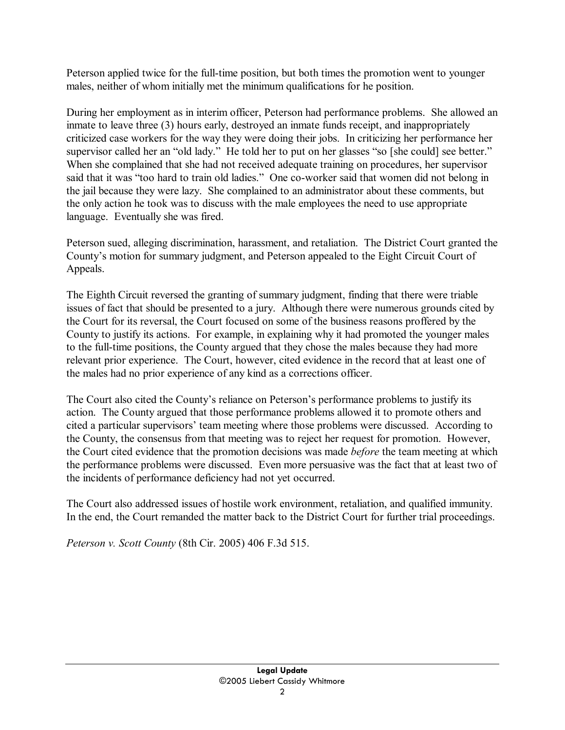Peterson applied twice for the full-time position, but both times the promotion went to younger males, neither of whom initially met the minimum qualifications for he position.

During her employment as in interim officer, Peterson had performance problems. She allowed an inmate to leave three (3) hours early, destroyed an inmate funds receipt, and inappropriately criticized case workers for the way they were doing their jobs. In criticizing her performance her supervisor called her an "old lady." He told her to put on her glasses "so [she could] see better." When she complained that she had not received adequate training on procedures, her supervisor said that it was "too hard to train old ladies." One co-worker said that women did not belong in the jail because they were lazy. She complained to an administrator about these comments, but the only action he took was to discuss with the male employees the need to use appropriate language. Eventually she was fired.

Peterson sued, alleging discrimination, harassment, and retaliation. The District Court granted the County's motion for summary judgment, and Peterson appealed to the Eight Circuit Court of Appeals.

The Eighth Circuit reversed the granting of summary judgment, finding that there were triable issues of fact that should be presented to a jury. Although there were numerous grounds cited by the Court for its reversal, the Court focused on some of the business reasons proffered by the County to justify its actions. For example, in explaining why it had promoted the younger males to the full-time positions, the County argued that they chose the males because they had more relevant prior experience. The Court, however, cited evidence in the record that at least one of the males had no prior experience of any kind as a corrections officer.

The Court also cited the County's reliance on Peterson's performance problems to justify its action. The County argued that those performance problems allowed it to promote others and cited a particular supervisors' team meeting where those problems were discussed. According to the County, the consensus from that meeting was to reject her request for promotion. However, the Court cited evidence that the promotion decisions was made *before* the team meeting at which the performance problems were discussed. Even more persuasive was the fact that at least two of the incidents of performance deficiency had not yet occurred.

The Court also addressed issues of hostile work environment, retaliation, and qualified immunity. In the end, the Court remanded the matter back to the District Court for further trial proceedings.

*Peterson v. Scott County* (8th Cir. 2005) 406 F.3d 515.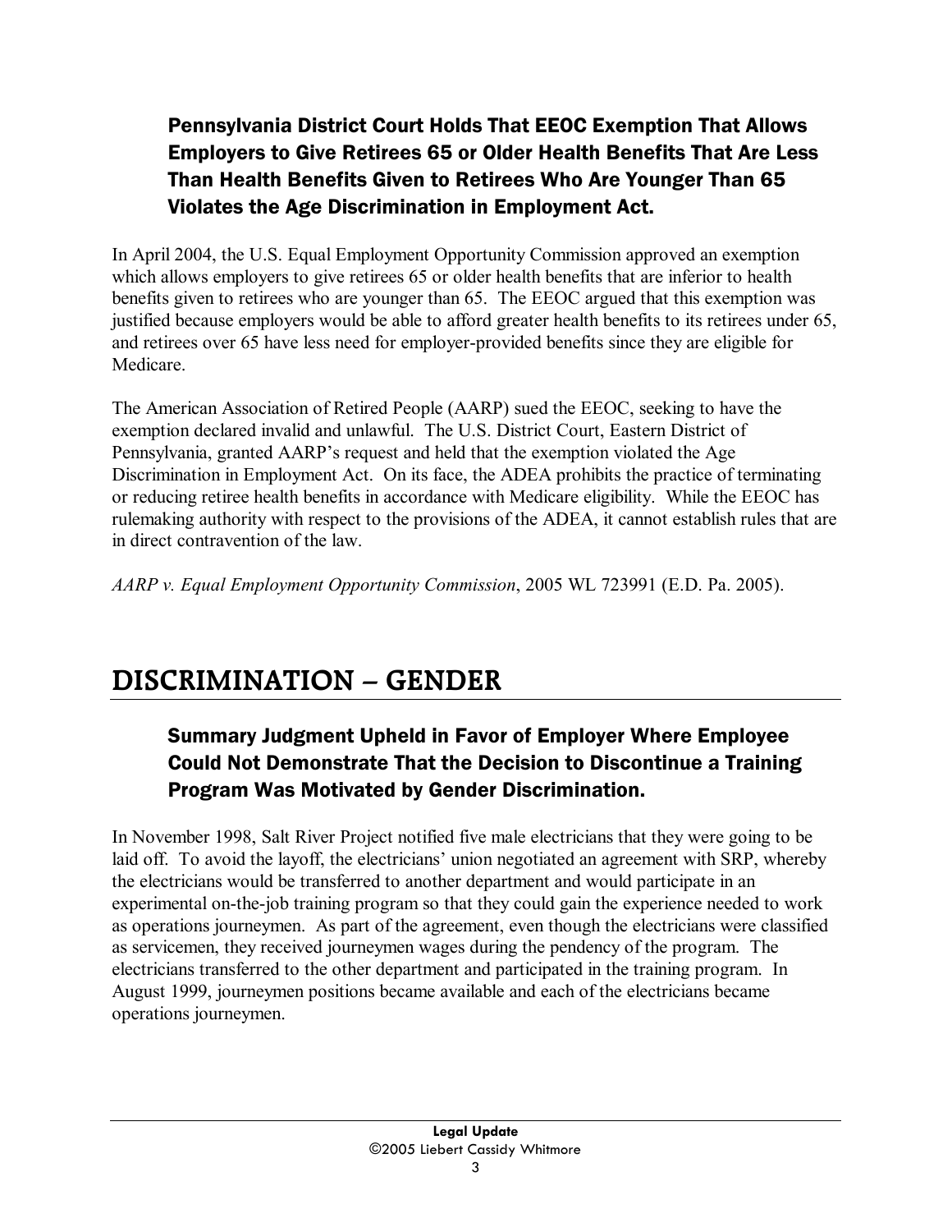### Pennsylvania District Court Holds That EEOC Exemption That Allows Employers to Give Retirees 65 or Older Health Benefits That Are Less Than Health Benefits Given to Retirees Who Are Younger Than 65 Violates the Age Discrimination in Employment Act.

In April 2004, the U.S. Equal Employment Opportunity Commission approved an exemption which allows employers to give retirees 65 or older health benefits that are inferior to health benefits given to retirees who are younger than 65. The EEOC argued that this exemption was justified because employers would be able to afford greater health benefits to its retirees under 65, and retirees over 65 have less need for employer-provided benefits since they are eligible for Medicare.

The American Association of Retired People (AARP) sued the EEOC, seeking to have the exemption declared invalid and unlawful. The U.S. District Court, Eastern District of Pennsylvania, granted AARP's request and held that the exemption violated the Age Discrimination in Employment Act. On its face, the ADEA prohibits the practice of terminating or reducing retiree health benefits in accordance with Medicare eligibility. While the EEOC has rulemaking authority with respect to the provisions of the ADEA, it cannot establish rules that are in direct contravention of the law.

*AARP v. Equal Employment Opportunity Commission*, 2005 WL 723991 (E.D. Pa. 2005).

## DISCRIMINATION – GENDER

### Summary Judgment Upheld in Favor of Employer Where Employee Could Not Demonstrate That the Decision to Discontinue a Training Program Was Motivated by Gender Discrimination.

In November 1998, Salt River Project notified five male electricians that they were going to be laid off. To avoid the layoff, the electricians' union negotiated an agreement with SRP, whereby the electricians would be transferred to another department and would participate in an experimental on-the-job training program so that they could gain the experience needed to work as operations journeymen. As part of the agreement, even though the electricians were classified as servicemen, they received journeymen wages during the pendency of the program. The electricians transferred to the other department and participated in the training program. In August 1999, journeymen positions became available and each of the electricians became operations journeymen.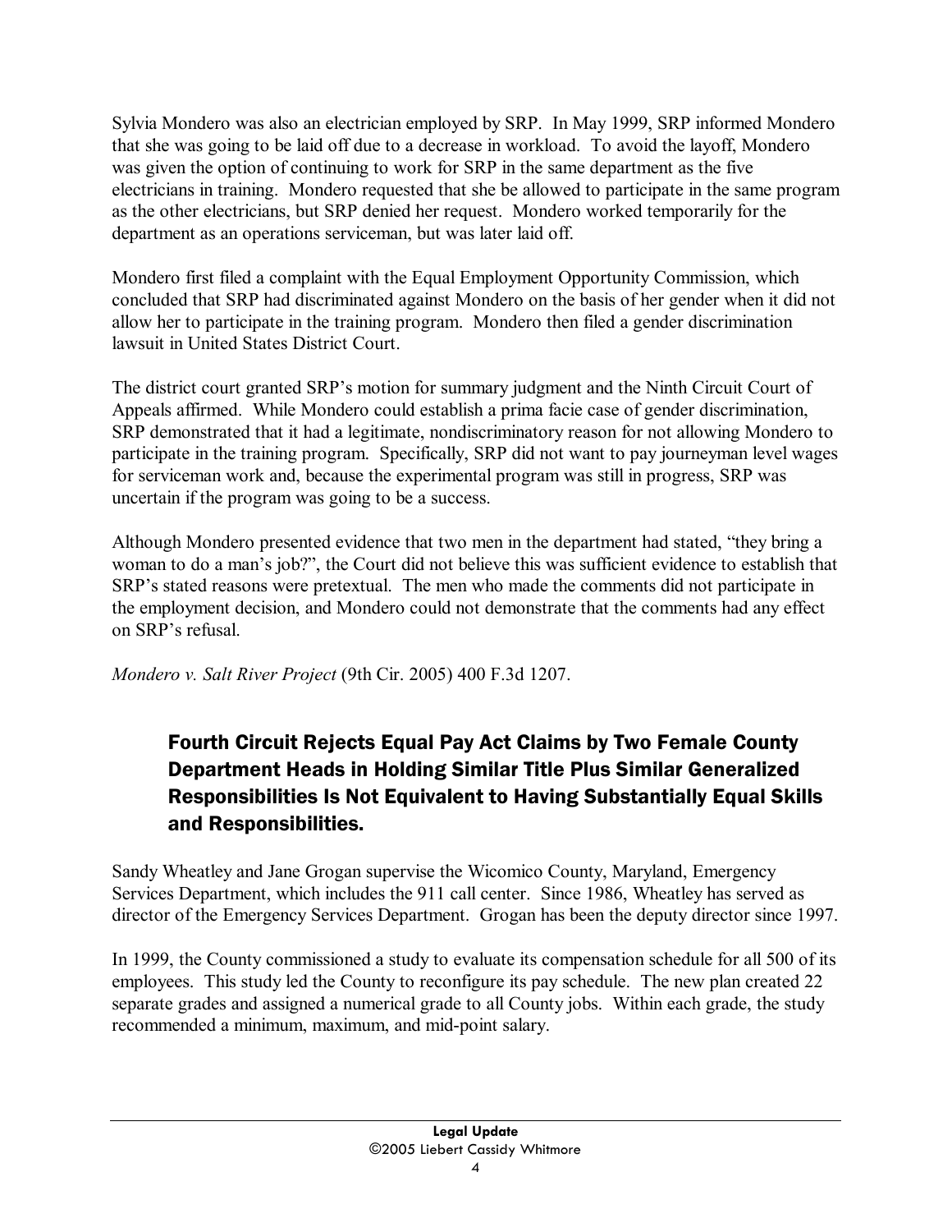Sylvia Mondero was also an electrician employed by SRP. In May 1999, SRP informed Mondero that she was going to be laid off due to a decrease in workload. To avoid the layoff, Mondero was given the option of continuing to work for SRP in the same department as the five electricians in training. Mondero requested that she be allowed to participate in the same program as the other electricians, but SRP denied her request. Mondero worked temporarily for the department as an operations serviceman, but was later laid off.

Mondero first filed a complaint with the Equal Employment Opportunity Commission, which concluded that SRP had discriminated against Mondero on the basis of her gender when it did not allow her to participate in the training program. Mondero then filed a gender discrimination lawsuit in United States District Court.

The district court granted SRP's motion for summary judgment and the Ninth Circuit Court of Appeals affirmed. While Mondero could establish a prima facie case of gender discrimination, SRP demonstrated that it had a legitimate, nondiscriminatory reason for not allowing Mondero to participate in the training program. Specifically, SRP did not want to pay journeyman level wages for serviceman work and, because the experimental program was still in progress, SRP was uncertain if the program was going to be a success.

Although Mondero presented evidence that two men in the department had stated, "they bring a woman to do a man's job?", the Court did not believe this was sufficient evidence to establish that SRP's stated reasons were pretextual. The men who made the comments did not participate in the employment decision, and Mondero could not demonstrate that the comments had any effect on SRP's refusal.

*Mondero v. Salt River Project* (9th Cir. 2005) 400 F.3d 1207.

## Fourth Circuit Rejects Equal Pay Act Claims by Two Female County Department Heads in Holding Similar Title Plus Similar Generalized Responsibilities Is Not Equivalent to Having Substantially Equal Skills and Responsibilities.

Sandy Wheatley and Jane Grogan supervise the Wicomico County, Maryland, Emergency Services Department, which includes the 911 call center. Since 1986, Wheatley has served as director of the Emergency Services Department. Grogan has been the deputy director since 1997.

In 1999, the County commissioned a study to evaluate its compensation schedule for all 500 of its employees. This study led the County to reconfigure its pay schedule. The new plan created 22 separate grades and assigned a numerical grade to all County jobs. Within each grade, the study recommended a minimum, maximum, and mid-point salary.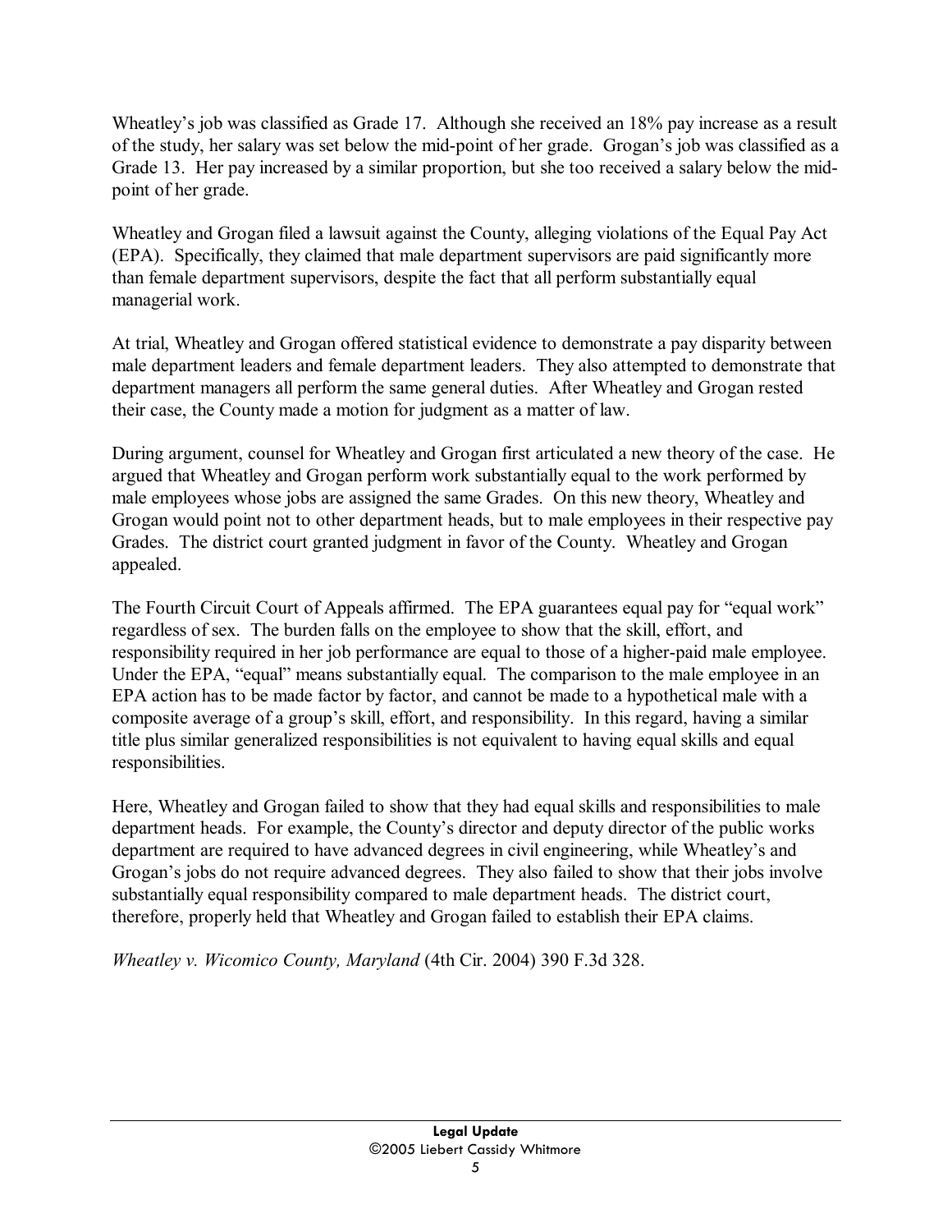Wheatley's job was classified as Grade 17. Although she received an 18% pay increase as a result of the study, her salary was set below the mid-point of her grade. Grogan's job was classified as a Grade 13. Her pay increased by a similar proportion, but she too received a salary below the mid-point of her grade.

Wheatley and Grogan filed a lawsuit against the County, alleging violations of the Equal Pay Act (EPA). Specifically, they claimed that male department supervisors are paid significantly more than female department supervisors, despite the fact that all perform substantially equal managerial work.

At trial, Wheatley and Grogan offered statistical evidence to demonstrate a pay disparity between male department leaders and female department leaders. They also attempted to demonstrate that department managers all perform the same general duties. After Wheatley and Grogan rested their case, the County made a motion for judgment as a matter of law.

During argument, counsel for Wheatley and Grogan first articulated a new theory of the case. He argued that Wheatley and Grogan perform work substantially equal to the work performed by male employees whose jobs are assigned the same Grades. On this new theory, Wheatley and Grogan would point not to other department heads, but to male employees in their respective pay Grades. The district court granted judgment in favor of the County. Wheatley and Grogan appealed.

The Fourth Circuit Court of Appeals affirmed. The EPA guarantees equal pay for "equal work" regardless of sex. The burden falls on the employee to show that the skill, effort, and responsibility required in her job performance are equal to those of a higher-paid male employee. Under the EPA, "equal" means substantially equal. The comparison to the male employee in an EPA action has to be made factor by factor, and cannot be made to a hypothetical male with a composite average of a group's skill, effort, and responsibility. In this regard, having a similar title plus similar generalized responsibilities is not equivalent to having equal skills and equal responsibilities.

Here, Wheatley and Grogan failed to show that they had equal skills and responsibilities to male department heads. For example, the County's director and deputy director of the public works department are required to have advanced degrees in civil engineering, while Wheatley's and Grogan's jobs do not require advanced degrees. They also failed to show that their jobs involve substantially equal responsibility compared to male department heads. The district court, therefore, properly held that Wheatley and Grogan failed to establish their EPA claims.

*Wheatley v. Wicomico County, Maryland* (4th Cir. 2004) 390 F.3d 328.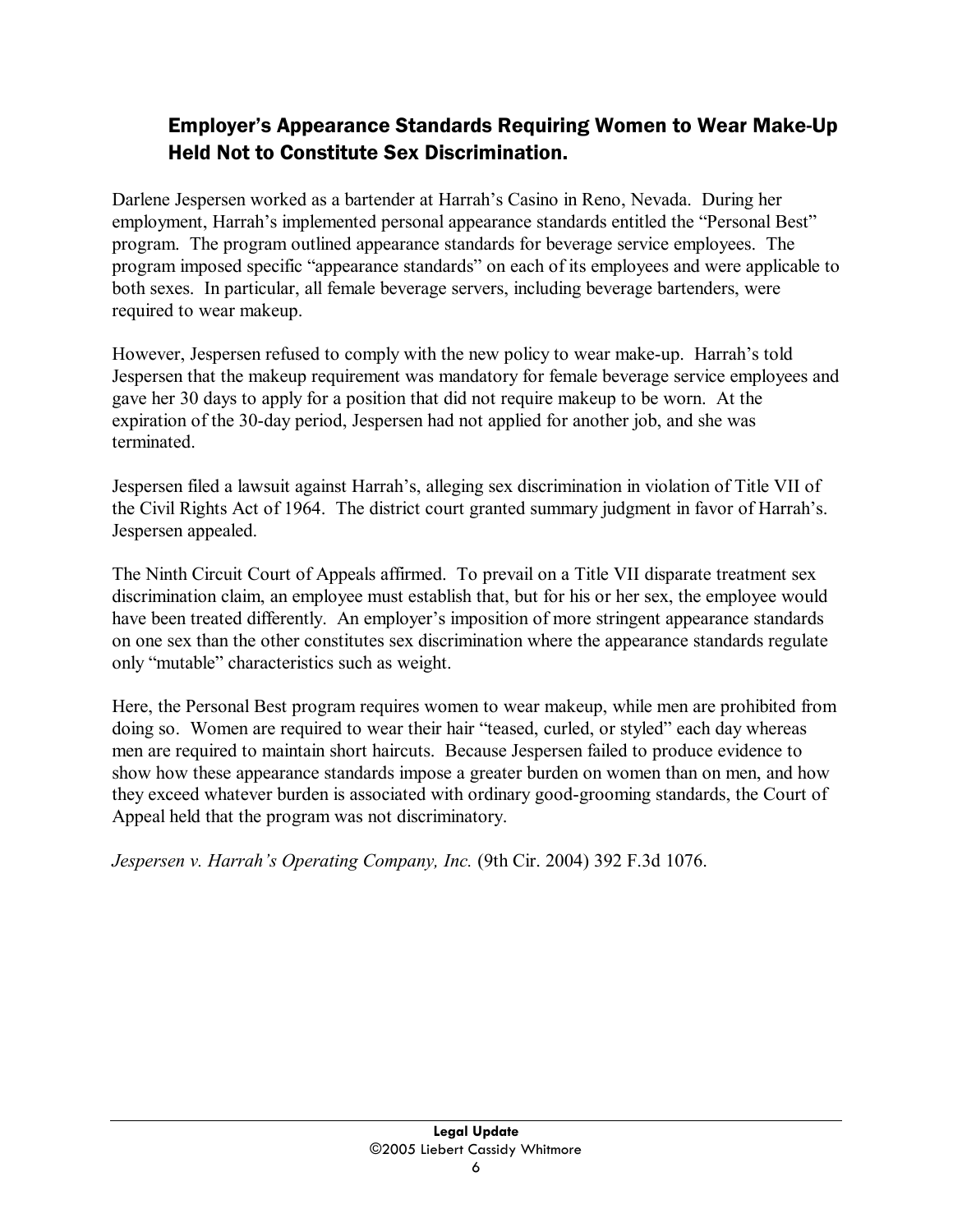## Employer's Appearance Standards Requiring Women to Wear Make-Up Held Not to Constitute Sex Discrimination.

Darlene Jespersen worked as a bartender at Harrah's Casino in Reno, Nevada. During her employment, Harrah's implemented personal appearance standards entitled the "Personal Best" program. The program outlined appearance standards for beverage service employees. The program imposed specific "appearance standards" on each of its employees and were applicable to both sexes. In particular, all female beverage servers, including beverage bartenders, were required to wear makeup.

However, Jespersen refused to comply with the new policy to wear make-up. Harrah's told Jespersen that the makeup requirement was mandatory for female beverage service employees and gave her 30 days to apply for a position that did not require makeup to be worn. At the expiration of the 30-day period, Jespersen had not applied for another job, and she was terminated.

Jespersen filed a lawsuit against Harrah's, alleging sex discrimination in violation of Title VII of the Civil Rights Act of 1964. The district court granted summary judgment in favor of Harrah's. Jespersen appealed.

The Ninth Circuit Court of Appeals affirmed. To prevail on a Title VII disparate treatment sex discrimination claim, an employee must establish that, but for his or her sex, the employee would have been treated differently. An employer's imposition of more stringent appearance standards on one sex than the other constitutes sex discrimination where the appearance standards regulate only "mutable" characteristics such as weight.

Here, the Personal Best program requires women to wear makeup, while men are prohibited from doing so. Women are required to wear their hair "teased, curled, or styled" each day whereas men are required to maintain short haircuts. Because Jespersen failed to produce evidence to show how these appearance standards impose a greater burden on women than on men, and how they exceed whatever burden is associated with ordinary good-grooming standards, the Court of Appeal held that the program was not discriminatory.

*Jespersen v. Harrah's Operating Company, Inc.* (9th Cir. 2004) 392 F.3d 1076.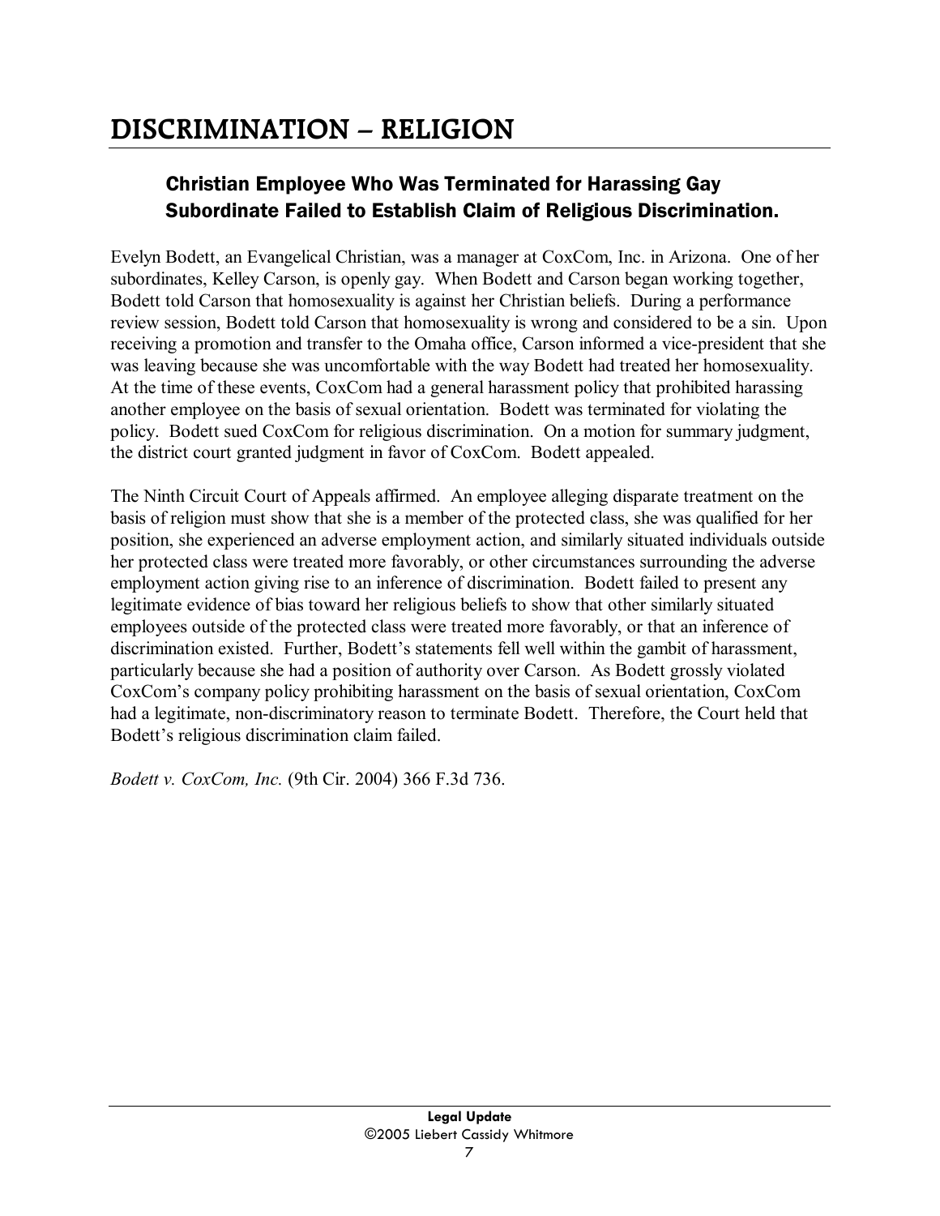# DISCRIMINATION – RELIGION

## Christian Employee Who Was Terminated for Harassing Gay Subordinate Failed to Establish Claim of Religious Discrimination.

Evelyn Bodett, an Evangelical Christian, was a manager at CoxCom, Inc. in Arizona. One of her subordinates, Kelley Carson, is openly gay. When Bodett and Carson began working together, Bodett told Carson that homosexuality is against her Christian beliefs. During a performance review session, Bodett told Carson that homosexuality is wrong and considered to be a sin. Upon receiving a promotion and transfer to the Omaha office, Carson informed a vice-president that she was leaving because she was uncomfortable with the way Bodett had treated her homosexuality. At the time of these events, CoxCom had a general harassment policy that prohibited harassing another employee on the basis of sexual orientation. Bodett was terminated for violating the policy. Bodett sued CoxCom for religious discrimination. On a motion for summary judgment, the district court granted judgment in favor of CoxCom. Bodett appealed.

The Ninth Circuit Court of Appeals affirmed. An employee alleging disparate treatment on the basis of religion must show that she is a member of the protected class, she was qualified for her position, she experienced an adverse employment action, and similarly situated individuals outside her protected class were treated more favorably, or other circumstances surrounding the adverse employment action giving rise to an inference of discrimination. Bodett failed to present any legitimate evidence of bias toward her religious beliefs to show that other similarly situated employees outside of the protected class were treated more favorably, or that an inference of discrimination existed. Further, Bodett's statements fell well within the gambit of harassment, particularly because she had a position of authority over Carson. As Bodett grossly violated CoxCom's company policy prohibiting harassment on the basis of sexual orientation, CoxCom had a legitimate, non-discriminatory reason to terminate Bodett. Therefore, the Court held that Bodett's religious discrimination claim failed.

*Bodett v. CoxCom, Inc.* (9th Cir. 2004) 366 F.3d 736.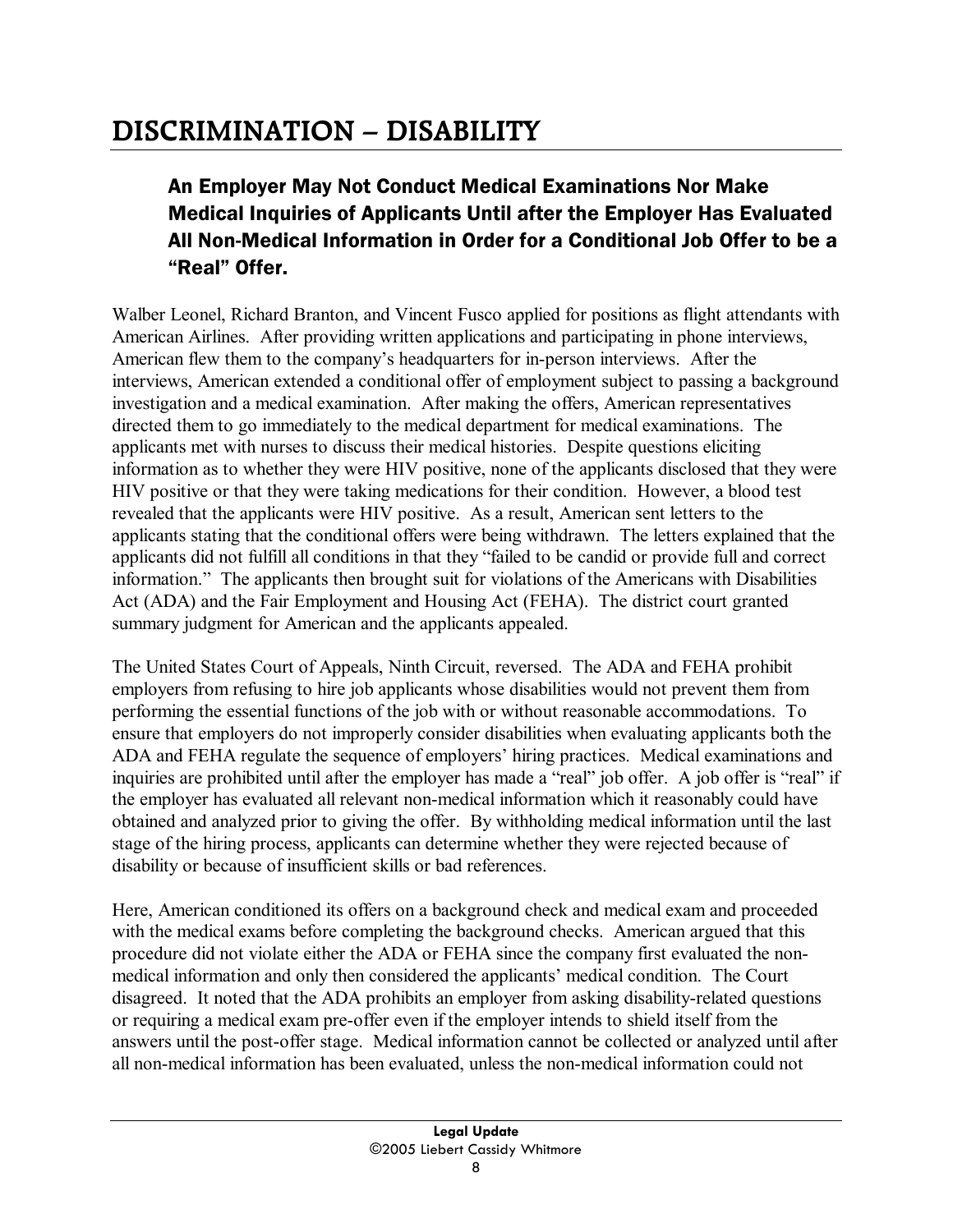# DISCRIMINATION – DISABILITY

### An Employer May Not Conduct Medical Examinations Nor Make Medical Inquiries of Applicants Until after the Employer Has Evaluated All Non-Medical Information in Order for a Conditional Job Offer to be a "Real" Offer.

Walber Leonel, Richard Branton, and Vincent Fusco applied for positions as flight attendants with American Airlines. After providing written applications and participating in phone interviews, American flew them to the company's headquarters for in-person interviews. After the interviews, American extended a conditional offer of employment subject to passing a background investigation and a medical examination. After making the offers, American representatives directed them to go immediately to the medical department for medical examinations. The applicants met with nurses to discuss their medical histories. Despite questions eliciting information as to whether they were HIV positive, none of the applicants disclosed that they were HIV positive or that they were taking medications for their condition. However, a blood test revealed that the applicants were HIV positive. As a result, American sent letters to the applicants stating that the conditional offers were being withdrawn. The letters explained that the applicants did not fulfill all conditions in that they "failed to be candid or provide full and correct information." The applicants then brought suit for violations of the Americans with Disabilities Act (ADA) and the Fair Employment and Housing Act (FEHA). The district court granted summary judgment for American and the applicants appealed.

The United States Court of Appeals, Ninth Circuit, reversed. The ADA and FEHA prohibit employers from refusing to hire job applicants whose disabilities would not prevent them from performing the essential functions of the job with or without reasonable accommodations. To ensure that employers do not improperly consider disabilities when evaluating applicants both the ADA and FEHA regulate the sequence of employers' hiring practices. Medical examinations and inquiries are prohibited until after the employer has made a "real" job offer. A job offer is "real" if the employer has evaluated all relevant non-medical information which it reasonably could have obtained and analyzed prior to giving the offer. By withholding medical information until the last stage of the hiring process, applicants can determine whether they were rejected because of disability or because of insufficient skills or bad references.

Here, American conditioned its offers on a background check and medical exam and proceeded with the medical exams before completing the background checks. American argued that this procedure did not violate either the ADA or FEHA since the company first evaluated the non-medical information and only then considered the applicants' medical condition. The Court disagreed. It noted that the ADA prohibits an employer from asking disability-related questions or requiring a medical exam pre-offer even if the employer intends to shield itself from the answers until the post-offer stage. Medical information cannot be collected or analyzed until after all non-medical information has been evaluated, unless the non-medical information could not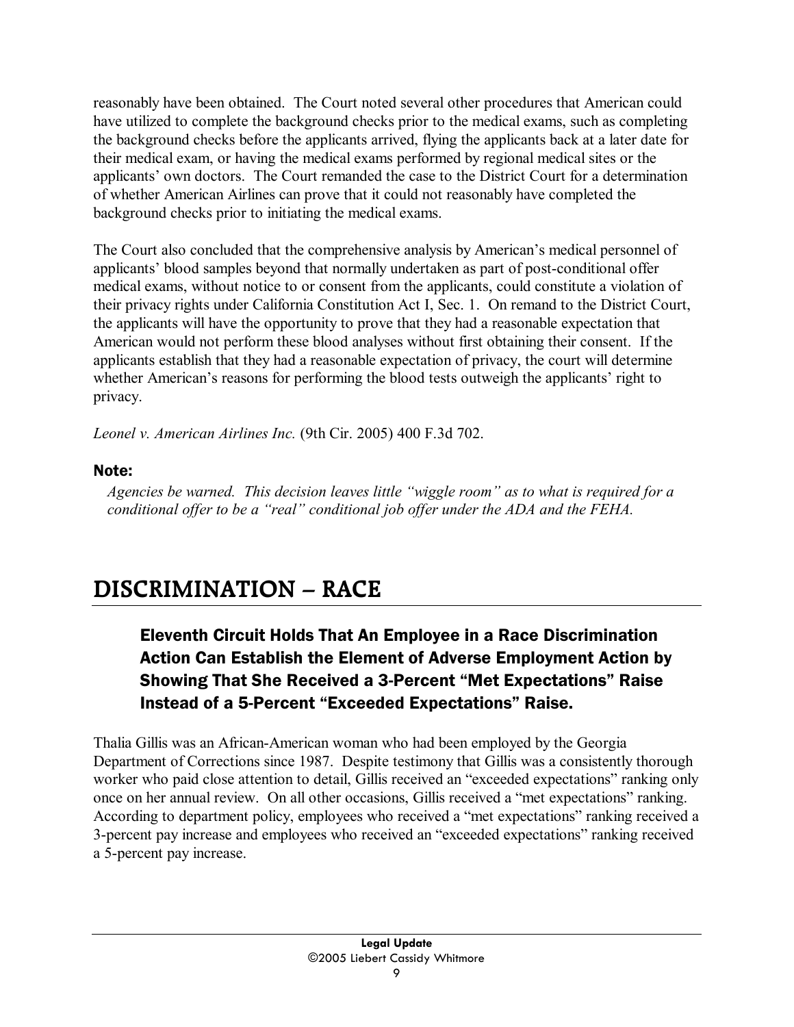reasonably have been obtained. The Court noted several other procedures that American could have utilized to complete the background checks prior to the medical exams, such as completing the background checks before the applicants arrived, flying the applicants back at a later date for their medical exam, or having the medical exams performed by regional medical sites or the applicants' own doctors. The Court remanded the case to the District Court for a determination of whether American Airlines can prove that it could not reasonably have completed the background checks prior to initiating the medical exams.

The Court also concluded that the comprehensive analysis by American's medical personnel of applicants' blood samples beyond that normally undertaken as part of post-conditional offer medical exams, without notice to or consent from the applicants, could constitute a violation of their privacy rights under California Constitution Act I, Sec. 1. On remand to the District Court, the applicants will have the opportunity to prove that they had a reasonable expectation that American would not perform these blood analyses without first obtaining their consent. If the applicants establish that they had a reasonable expectation of privacy, the court will determine whether American's reasons for performing the blood tests outweigh the applicants' right to privacy.

*Leonel v. American Airlines Inc.* (9th Cir. 2005) 400 F.3d 702.

**Note:**

*Agencies be warned. This decision leaves little "wiggle room" as to what is required for a conditional offer to be a "real" conditional job offer under the ADA and the FEHA.*

# DISCRIMINATION – RACE

### Eleventh Circuit Holds That An Employee in a Race Discrimination Action Can Establish the Element of Adverse Employment Action by Showing That She Received a 3-Percent "Met Expectations" Raise Instead of a 5-Percent "Exceeded Expectations" Raise.

Thalia Gillis was an African-American woman who had been employed by the Georgia Department of Corrections since 1987. Despite testimony that Gillis was a consistently thorough worker who paid close attention to detail, Gillis received an "exceeded expectations" ranking only once on her annual review. On all other occasions, Gillis received a "met expectations" ranking. According to department policy, employees who received a "met expectations" ranking received a 3-percent pay increase and employees who received an "exceeded expectations" ranking received a 5-percent pay increase.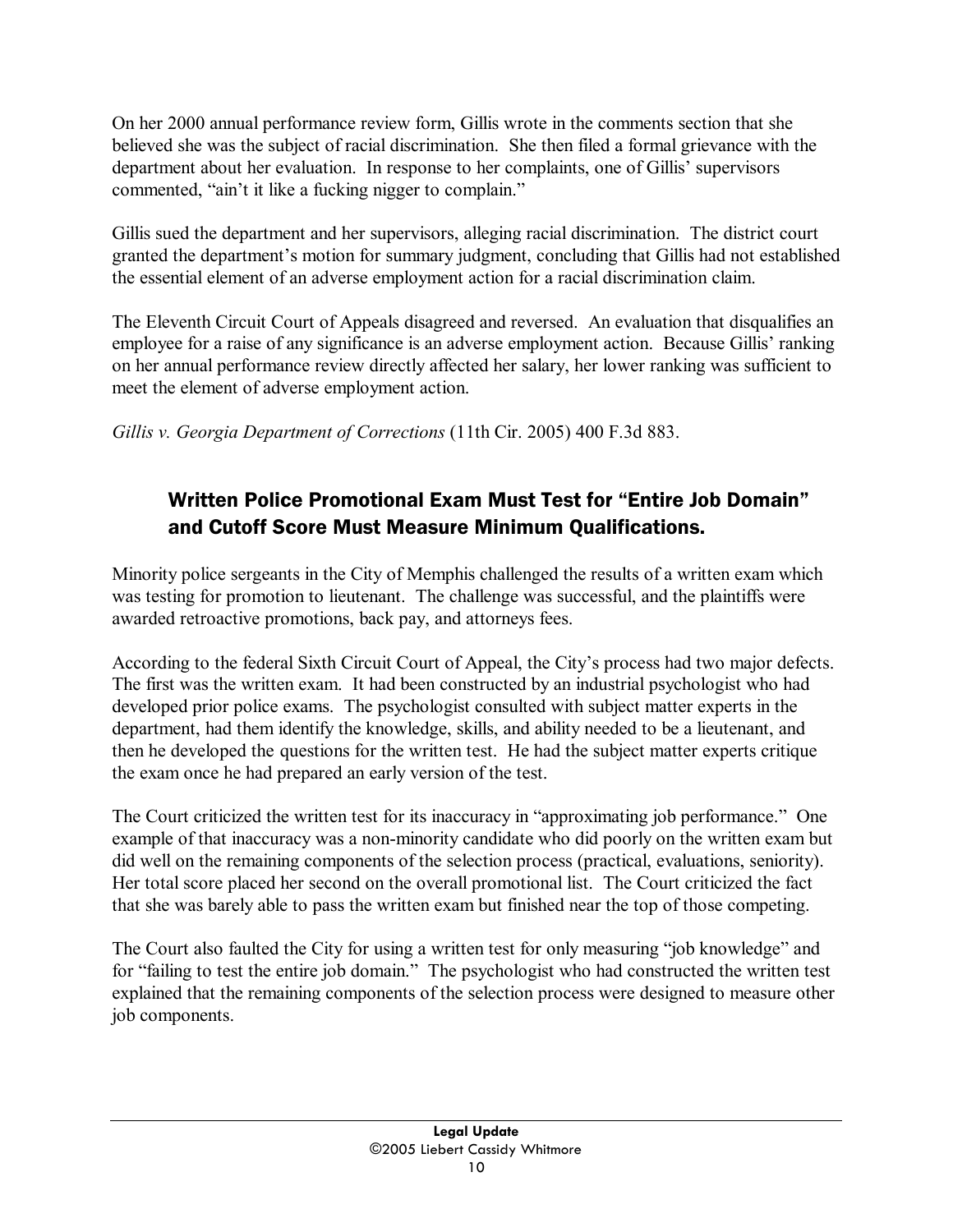On her 2000 annual performance review form, Gillis wrote in the comments section that she believed she was the subject of racial discrimination. She then filed a formal grievance with the department about her evaluation. In response to her complaints, one of Gillis' supervisors commented, "ain't it like a fucking nigger to complain."

Gillis sued the department and her supervisors, alleging racial discrimination. The district court granted the department's motion for summary judgment, concluding that Gillis had not established the essential element of an adverse employment action for a racial discrimination claim.

The Eleventh Circuit Court of Appeals disagreed and reversed. An evaluation that disqualifies an employee for a raise of any significance is an adverse employment action. Because Gillis' ranking on her annual performance review directly affected her salary, her lower ranking was sufficient to meet the element of adverse employment action.

*Gillis v. Georgia Department of Corrections* (11th Cir. 2005) 400 F.3d 883.

## Written Police Promotional Exam Must Test for "Entire Job Domain" and Cutoff Score Must Measure Minimum Qualifications.

Minority police sergeants in the City of Memphis challenged the results of a written exam which was testing for promotion to lieutenant. The challenge was successful, and the plaintiffs were awarded retroactive promotions, back pay, and attorneys fees.

According to the federal Sixth Circuit Court of Appeal, the City's process had two major defects. The first was the written exam. It had been constructed by an industrial psychologist who had developed prior police exams. The psychologist consulted with subject matter experts in the department, had them identify the knowledge, skills, and ability needed to be a lieutenant, and then he developed the questions for the written test. He had the subject matter experts critique the exam once he had prepared an early version of the test.

The Court criticized the written test for its inaccuracy in "approximating job performance." One example of that inaccuracy was a non-minority candidate who did poorly on the written exam but did well on the remaining components of the selection process (practical, evaluations, seniority). Her total score placed her second on the overall promotional list. The Court criticized the fact that she was barely able to pass the written exam but finished near the top of those competing.

The Court also faulted the City for using a written test for only measuring "job knowledge" and for "failing to test the entire job domain." The psychologist who had constructed the written test explained that the remaining components of the selection process were designed to measure other job components.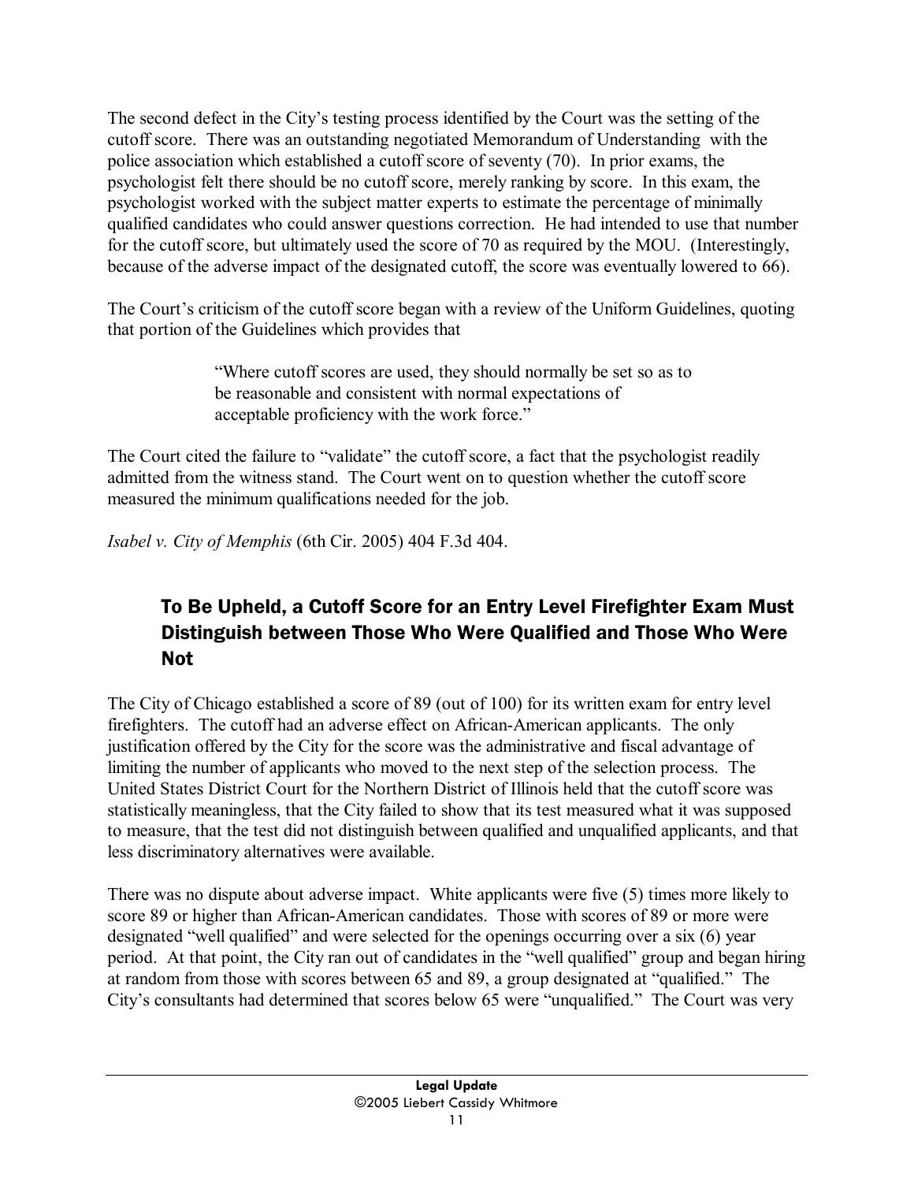The second defect in the City's testing process identified by the Court was the setting of the cutoff score. There was an outstanding negotiated Memorandum of Understanding with the police association which established a cutoff score of seventy (70). In prior exams, the psychologist felt there should be no cutoff score, merely ranking by score. In this exam, the psychologist worked with the subject matter experts to estimate the percentage of minimally qualified candidates who could answer questions correction. He had intended to use that number for the cutoff score, but ultimately used the score of 70 as required by the MOU. (Interestingly, because of the adverse impact of the designated cutoff, the score was eventually lowered to 66).

The Court's criticism of the cutoff score began with a review of the Uniform Guidelines, quoting that portion of the Guidelines which provides that

> "Where cutoff scores are used, they should normally be set so as to be reasonable and consistent with normal expectations of acceptable proficiency with the work force."

The Court cited the failure to "validate" the cutoff score, a fact that the psychologist readily admitted from the witness stand. The Court went on to question whether the cutoff score measured the minimum qualifications needed for the job.

*Isabel v. City of Memphis* (6th Cir. 2005) 404 F.3d 404.

## To Be Upheld, a Cutoff Score for an Entry Level Firefighter Exam Must Distinguish between Those Who Were Qualified and Those Who Were Not

The City of Chicago established a score of 89 (out of 100) for its written exam for entry level firefighters. The cutoff had an adverse effect on African-American applicants. The only justification offered by the City for the score was the administrative and fiscal advantage of limiting the number of applicants who moved to the next step of the selection process. The United States District Court for the Northern District of Illinois held that the cutoff score was statistically meaningless, that the City failed to show that its test measured what it was supposed to measure, that the test did not distinguish between qualified and unqualified applicants, and that less discriminatory alternatives were available.

There was no dispute about adverse impact. White applicants were five (5) times more likely to score 89 or higher than African-American candidates. Those with scores of 89 or more were designated "well qualified" and were selected for the openings occurring over a six (6) year period. At that point, the City ran out of candidates in the "well qualified" group and began hiring at random from those with scores between 65 and 89, a group designated at "qualified." The City's consultants had determined that scores below 65 were "unqualified." The Court was very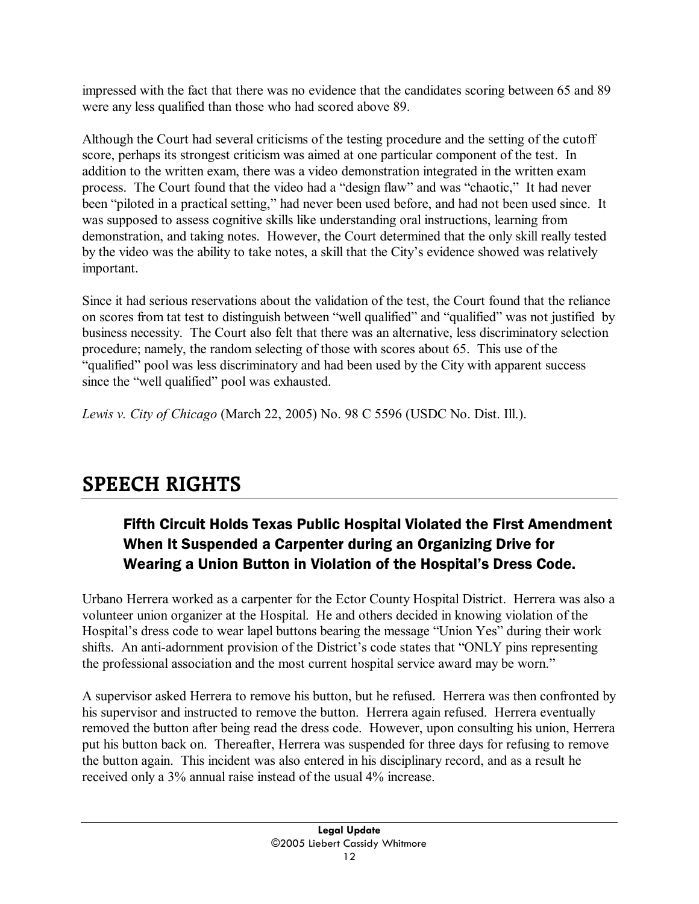impressed with the fact that there was no evidence that the candidates scoring between 65 and 89 were any less qualified than those who had scored above 89.

Although the Court had several criticisms of the testing procedure and the setting of the cutoff score, perhaps its strongest criticism was aimed at one particular component of the test. In addition to the written exam, there was a video demonstration integrated in the written exam process. The Court found that the video had a "design flaw" and was "chaotic," It had never been "piloted in a practical setting," had never been used before, and had not been used since. It was supposed to assess cognitive skills like understanding oral instructions, learning from demonstration, and taking notes. However, the Court determined that the only skill really tested by the video was the ability to take notes, a skill that the City's evidence showed was relatively important.

Since it had serious reservations about the validation of the test, the Court found that the reliance on scores from tat test to distinguish between "well qualified" and "qualified" was not justified by business necessity. The Court also felt that there was an alternative, less discriminatory selection procedure; namely, the random selecting of those with scores about 65. This use of the "qualified" pool was less discriminatory and had been used by the City with apparent success since the "well qualified" pool was exhausted.

*Lewis v. City of Chicago* (March 22, 2005) No. 98 C 5596 (USDC No. Dist. Ill.).

# SPEECH RIGHTS

### Fifth Circuit Holds Texas Public Hospital Violated the First Amendment When It Suspended a Carpenter during an Organizing Drive for Wearing a Union Button in Violation of the Hospital's Dress Code.

Urbano Herrera worked as a carpenter for the Ector County Hospital District. Herrera was also a volunteer union organizer at the Hospital. He and others decided in knowing violation of the Hospital's dress code to wear lapel buttons bearing the message "Union Yes" during their work shifts. An anti-adornment provision of the District's code states that "ONLY pins representing the professional association and the most current hospital service award may be worn."

A supervisor asked Herrera to remove his button, but he refused. Herrera was then confronted by his supervisor and instructed to remove the button. Herrera again refused. Herrera eventually removed the button after being read the dress code. However, upon consulting his union, Herrera put his button back on. Thereafter, Herrera was suspended for three days for refusing to remove the button again. This incident was also entered in his disciplinary record, and as a result he received only a 3% annual raise instead of the usual 4% increase.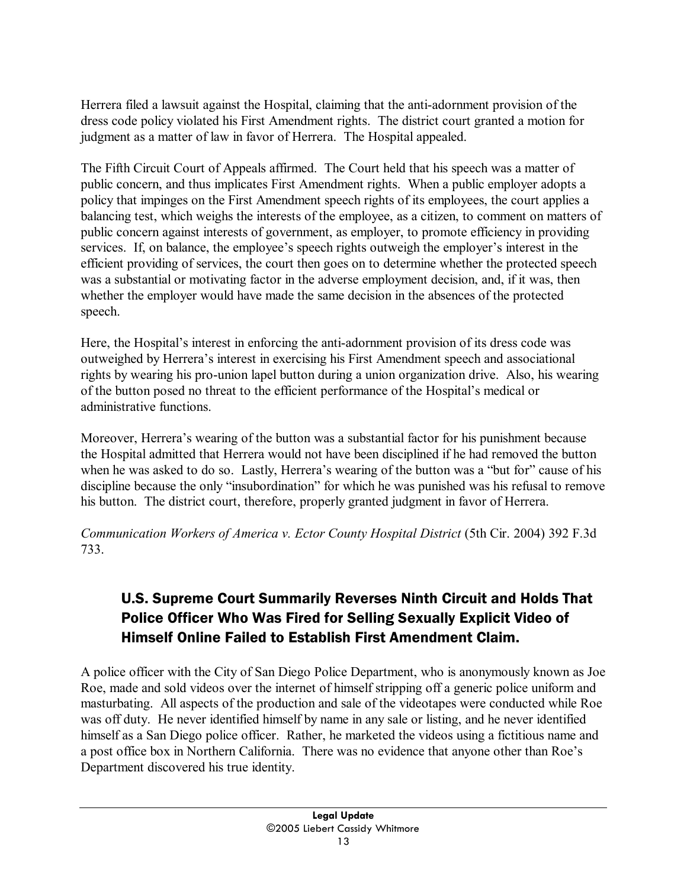Herrera filed a lawsuit against the Hospital, claiming that the anti-adornment provision of the dress code policy violated his First Amendment rights. The district court granted a motion for judgment as a matter of law in favor of Herrera. The Hospital appealed.

The Fifth Circuit Court of Appeals affirmed. The Court held that his speech was a matter of public concern, and thus implicates First Amendment rights. When a public employer adopts a policy that impinges on the First Amendment speech rights of its employees, the court applies a balancing test, which weighs the interests of the employee, as a citizen, to comment on matters of public concern against interests of government, as employer, to promote efficiency in providing services. If, on balance, the employee's speech rights outweigh the employer's interest in the efficient providing of services, the court then goes on to determine whether the protected speech was a substantial or motivating factor in the adverse employment decision, and, if it was, then whether the employer would have made the same decision in the absences of the protected speech.

Here, the Hospital's interest in enforcing the anti-adornment provision of its dress code was outweighed by Herrera's interest in exercising his First Amendment speech and associational rights by wearing his pro-union lapel button during a union organization drive. Also, his wearing of the button posed no threat to the efficient performance of the Hospital's medical or administrative functions.

Moreover, Herrera's wearing of the button was a substantial factor for his punishment because the Hospital admitted that Herrera would not have been disciplined if he had removed the button when he was asked to do so. Lastly, Herrera's wearing of the button was a "but for" cause of his discipline because the only "insubordination" for which he was punished was his refusal to remove his button. The district court, therefore, properly granted judgment in favor of Herrera.

*Communication Workers of America v. Ector County Hospital District* (5th Cir. 2004) 392 F.3d 733.

### U.S. Supreme Court Summarily Reverses Ninth Circuit and Holds That Police Officer Who Was Fired for Selling Sexually Explicit Video of Himself Online Failed to Establish First Amendment Claim.

A police officer with the City of San Diego Police Department, who is anonymously known as Joe Roe, made and sold videos over the internet of himself stripping off a generic police uniform and masturbating. All aspects of the production and sale of the videotapes were conducted while Roe was off duty. He never identified himself by name in any sale or listing, and he never identified himself as a San Diego police officer. Rather, he marketed the videos using a fictitious name and a post office box in Northern California. There was no evidence that anyone other than Roe's Department discovered his true identity.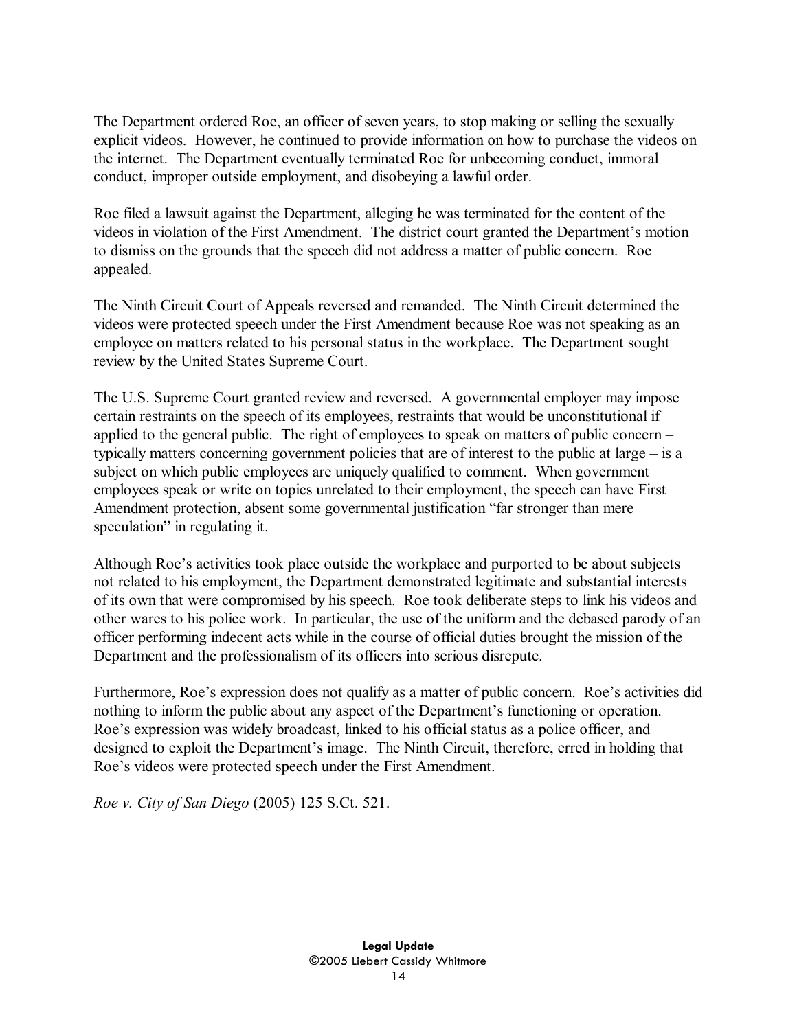The Department ordered Roe, an officer of seven years, to stop making or selling the sexually explicit videos. However, he continued to provide information on how to purchase the videos on the internet. The Department eventually terminated Roe for unbecoming conduct, immoral conduct, improper outside employment, and disobeying a lawful order.

Roe filed a lawsuit against the Department, alleging he was terminated for the content of the videos in violation of the First Amendment. The district court granted the Department's motion to dismiss on the grounds that the speech did not address a matter of public concern. Roe appealed.

The Ninth Circuit Court of Appeals reversed and remanded. The Ninth Circuit determined the videos were protected speech under the First Amendment because Roe was not speaking as an employee on matters related to his personal status in the workplace. The Department sought review by the United States Supreme Court.

The U.S. Supreme Court granted review and reversed. A governmental employer may impose certain restraints on the speech of its employees, restraints that would be unconstitutional if applied to the general public. The right of employees to speak on matters of public concern – typically matters concerning government policies that are of interest to the public at large – is a subject on which public employees are uniquely qualified to comment. When government employees speak or write on topics unrelated to their employment, the speech can have First Amendment protection, absent some governmental justification "far stronger than mere speculation" in regulating it.

Although Roe's activities took place outside the workplace and purported to be about subjects not related to his employment, the Department demonstrated legitimate and substantial interests of its own that were compromised by his speech. Roe took deliberate steps to link his videos and other wares to his police work. In particular, the use of the uniform and the debased parody of an officer performing indecent acts while in the course of official duties brought the mission of the Department and the professionalism of its officers into serious disrepute.

Furthermore, Roe's expression does not qualify as a matter of public concern. Roe's activities did nothing to inform the public about any aspect of the Department's functioning or operation. Roe's expression was widely broadcast, linked to his official status as a police officer, and designed to exploit the Department's image. The Ninth Circuit, therefore, erred in holding that Roe's videos were protected speech under the First Amendment.

*Roe v. City of San Diego* (2005) 125 S.Ct. 521.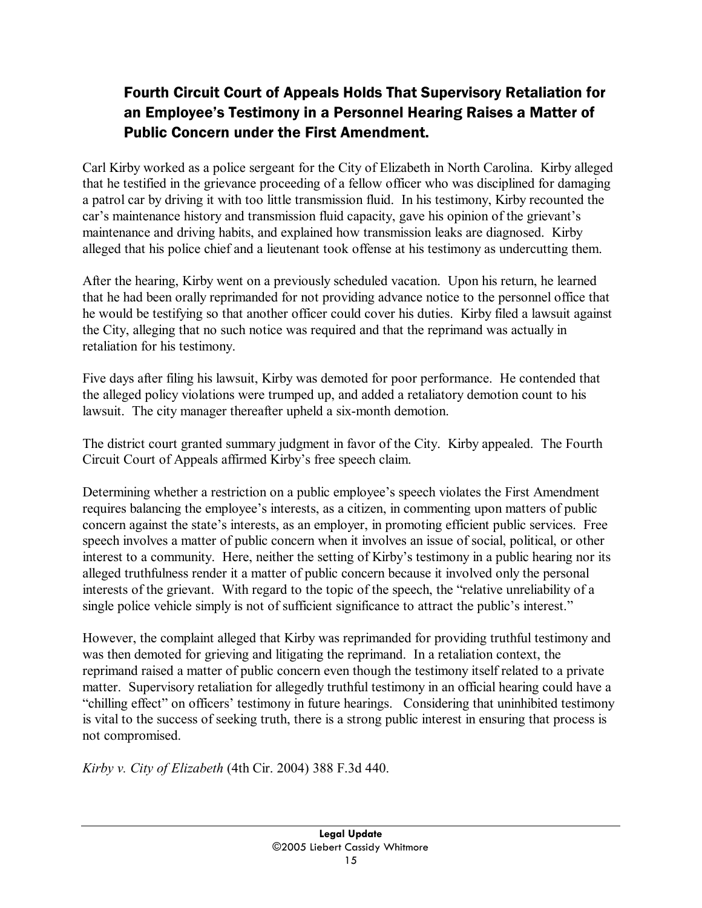## Fourth Circuit Court of Appeals Holds That Supervisory Retaliation for an Employee's Testimony in a Personnel Hearing Raises a Matter of Public Concern under the First Amendment.

Carl Kirby worked as a police sergeant for the City of Elizabeth in North Carolina. Kirby alleged that he testified in the grievance proceeding of a fellow officer who was disciplined for damaging a patrol car by driving it with too little transmission fluid. In his testimony, Kirby recounted the car's maintenance history and transmission fluid capacity, gave his opinion of the grievant's maintenance and driving habits, and explained how transmission leaks are diagnosed. Kirby alleged that his police chief and a lieutenant took offense at his testimony as undercutting them.

After the hearing, Kirby went on a previously scheduled vacation. Upon his return, he learned that he had been orally reprimanded for not providing advance notice to the personnel office that he would be testifying so that another officer could cover his duties. Kirby filed a lawsuit against the City, alleging that no such notice was required and that the reprimand was actually in retaliation for his testimony.

Five days after filing his lawsuit, Kirby was demoted for poor performance. He contended that the alleged policy violations were trumped up, and added a retaliatory demotion count to his lawsuit. The city manager thereafter upheld a six-month demotion.

The district court granted summary judgment in favor of the City. Kirby appealed. The Fourth Circuit Court of Appeals affirmed Kirby's free speech claim.

Determining whether a restriction on a public employee's speech violates the First Amendment requires balancing the employee's interests, as a citizen, in commenting upon matters of public concern against the state's interests, as an employer, in promoting efficient public services. Free speech involves a matter of public concern when it involves an issue of social, political, or other interest to a community. Here, neither the setting of Kirby's testimony in a public hearing nor its alleged truthfulness render it a matter of public concern because it involved only the personal interests of the grievant. With regard to the topic of the speech, the "relative unreliability of a single police vehicle simply is not of sufficient significance to attract the public's interest."

However, the complaint alleged that Kirby was reprimanded for providing truthful testimony and was then demoted for grieving and litigating the reprimand. In a retaliation context, the reprimand raised a matter of public concern even though the testimony itself related to a private matter. Supervisory retaliation for allegedly truthful testimony in an official hearing could have a "chilling effect" on officers' testimony in future hearings. Considering that uninhibited testimony is vital to the success of seeking truth, there is a strong public interest in ensuring that process is not compromised.

*Kirby v. City of Elizabeth* (4th Cir. 2004) 388 F.3d 440.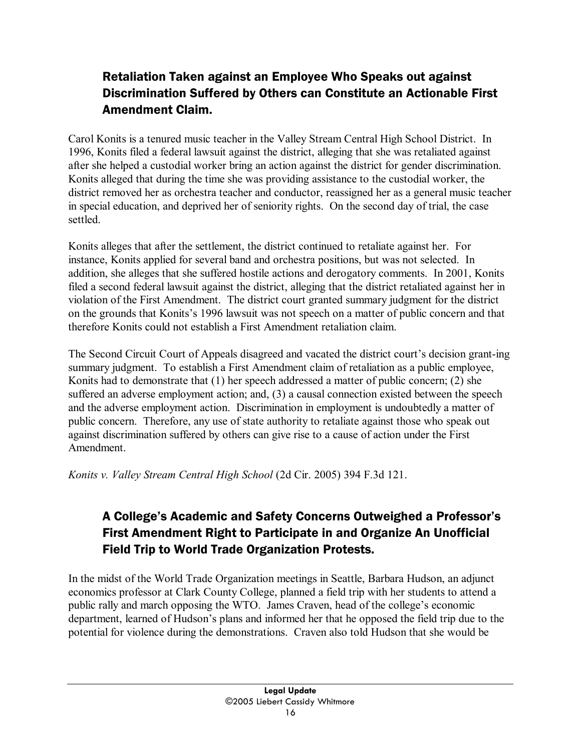## Retaliation Taken against an Employee Who Speaks out against Discrimination Suffered by Others can Constitute an Actionable First Amendment Claim.

Carol Konits is a tenured music teacher in the Valley Stream Central High School District. In 1996, Konits filed a federal lawsuit against the district, alleging that she was retaliated against after she helped a custodial worker bring an action against the district for gender discrimination. Konits alleged that during the time she was providing assistance to the custodial worker, the district removed her as orchestra teacher and conductor, reassigned her as a general music teacher in special education, and deprived her of seniority rights. On the second day of trial, the case settled.

Konits alleges that after the settlement, the district continued to retaliate against her. For instance, Konits applied for several band and orchestra positions, but was not selected. In addition, she alleges that she suffered hostile actions and derogatory comments. In 2001, Konits filed a second federal lawsuit against the district, alleging that the district retaliated against her in violation of the First Amendment. The district court granted summary judgment for the district on the grounds that Konits's 1996 lawsuit was not speech on a matter of public concern and that therefore Konits could not establish a First Amendment retaliation claim.

The Second Circuit Court of Appeals disagreed and vacated the district court's decision grant-ing summary judgment. To establish a First Amendment claim of retaliation as a public employee, Konits had to demonstrate that (1) her speech addressed a matter of public concern; (2) she suffered an adverse employment action; and, (3) a causal connection existed between the speech and the adverse employment action. Discrimination in employment is undoubtedly a matter of public concern. Therefore, any use of state authority to retaliate against those who speak out against discrimination suffered by others can give rise to a cause of action under the First Amendment.

*Konits v. Valley Stream Central High School* (2d Cir. 2005) 394 F.3d 121.

## A College's Academic and Safety Concerns Outweighed a Professor's First Amendment Right to Participate in and Organize An Unofficial Field Trip to World Trade Organization Protests.

In the midst of the World Trade Organization meetings in Seattle, Barbara Hudson, an adjunct economics professor at Clark County College, planned a field trip with her students to attend a public rally and march opposing the WTO. James Craven, head of the college's economic department, learned of Hudson's plans and informed her that he opposed the field trip due to the potential for violence during the demonstrations. Craven also told Hudson that she would be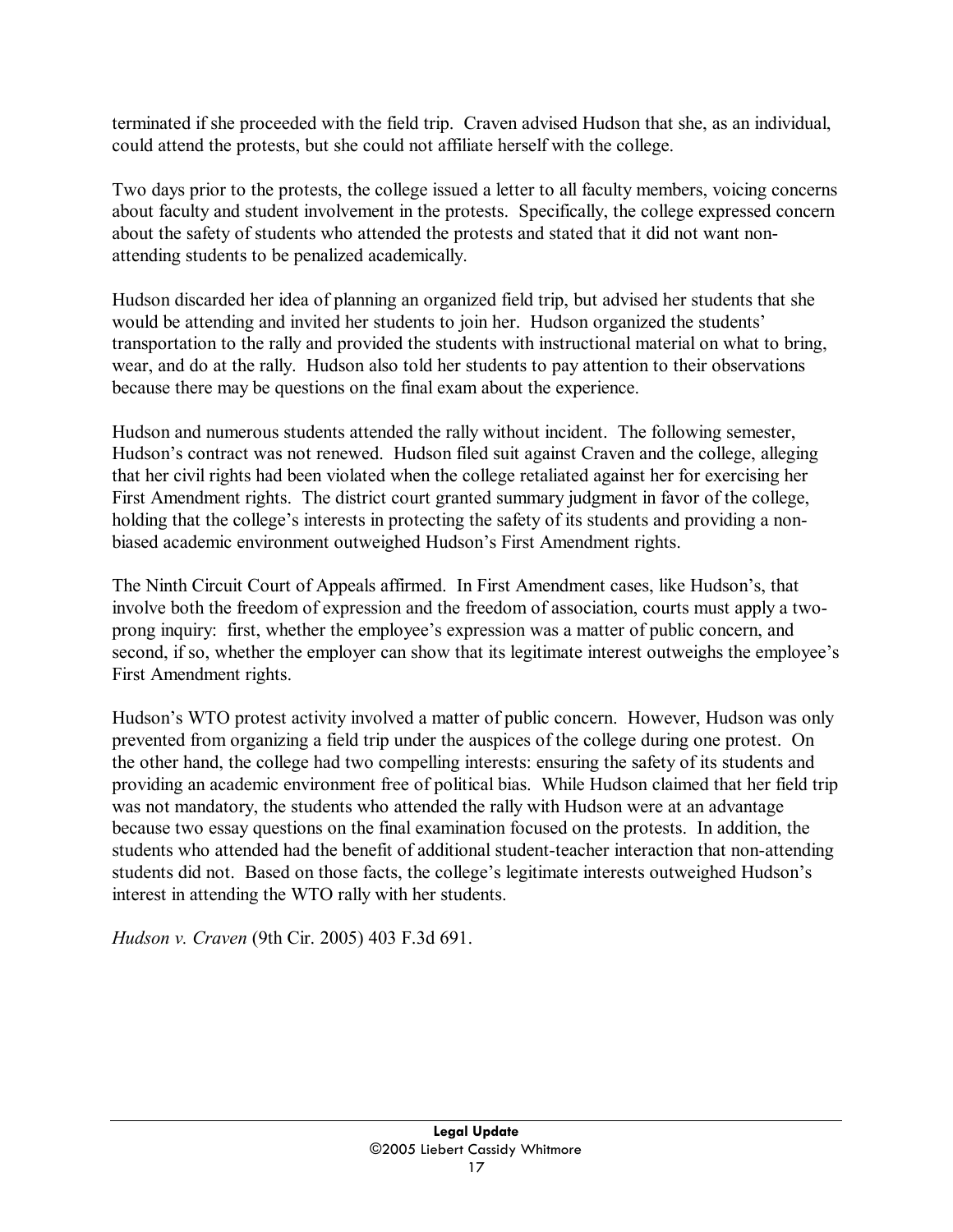terminated if she proceeded with the field trip. Craven advised Hudson that she, as an individual, could attend the protests, but she could not affiliate herself with the college.

Two days prior to the protests, the college issued a letter to all faculty members, voicing concerns about faculty and student involvement in the protests. Specifically, the college expressed concern about the safety of students who attended the protests and stated that it did not want non-attending students to be penalized academically.

Hudson discarded her idea of planning an organized field trip, but advised her students that she would be attending and invited her students to join her. Hudson organized the students' transportation to the rally and provided the students with instructional material on what to bring, wear, and do at the rally. Hudson also told her students to pay attention to their observations because there may be questions on the final exam about the experience.

Hudson and numerous students attended the rally without incident. The following semester, Hudson's contract was not renewed. Hudson filed suit against Craven and the college, alleging that her civil rights had been violated when the college retaliated against her for exercising her First Amendment rights. The district court granted summary judgment in favor of the college, holding that the college's interests in protecting the safety of its students and providing a non-biased academic environment outweighed Hudson's First Amendment rights.

The Ninth Circuit Court of Appeals affirmed. In First Amendment cases, like Hudson's, that involve both the freedom of expression and the freedom of association, courts must apply a two-prong inquiry: first, whether the employee's expression was a matter of public concern, and second, if so, whether the employer can show that its legitimate interest outweighs the employee's First Amendment rights.

Hudson's WTO protest activity involved a matter of public concern. However, Hudson was only prevented from organizing a field trip under the auspices of the college during one protest. On the other hand, the college had two compelling interests: ensuring the safety of its students and providing an academic environment free of political bias. While Hudson claimed that her field trip was not mandatory, the students who attended the rally with Hudson were at an advantage because two essay questions on the final examination focused on the protests. In addition, the students who attended had the benefit of additional student-teacher interaction that non-attending students did not. Based on those facts, the college's legitimate interests outweighed Hudson's interest in attending the WTO rally with her students.

*Hudson v. Craven* (9th Cir. 2005) 403 F.3d 691.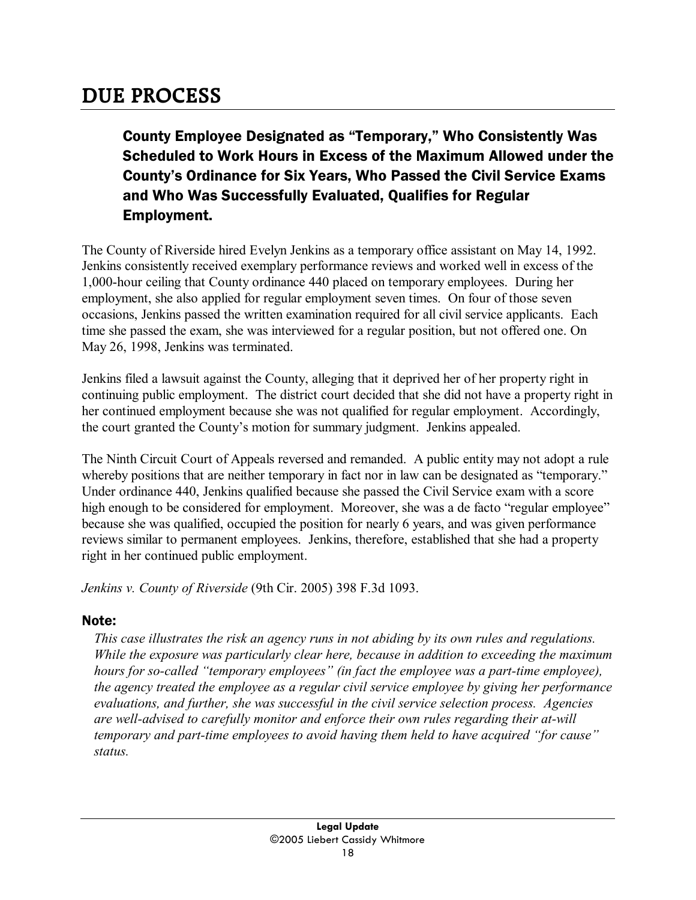# DUE PROCESS

### County Employee Designated as "Temporary," Who Consistently Was Scheduled to Work Hours in Excess of the Maximum Allowed under the County's Ordinance for Six Years, Who Passed the Civil Service Exams and Who Was Successfully Evaluated, Qualifies for Regular Employment.

The County of Riverside hired Evelyn Jenkins as a temporary office assistant on May 14, 1992. Jenkins consistently received exemplary performance reviews and worked well in excess of the 1,000-hour ceiling that County ordinance 440 placed on temporary employees. During her employment, she also applied for regular employment seven times. On four of those seven occasions, Jenkins passed the written examination required for all civil service applicants. Each time she passed the exam, she was interviewed for a regular position, but not offered one. On May 26, 1998, Jenkins was terminated.

Jenkins filed a lawsuit against the County, alleging that it deprived her of her property right in continuing public employment. The district court decided that she did not have a property right in her continued employment because she was not qualified for regular employment. Accordingly, the court granted the County's motion for summary judgment. Jenkins appealed.

The Ninth Circuit Court of Appeals reversed and remanded. A public entity may not adopt a rule whereby positions that are neither temporary in fact nor in law can be designated as "temporary." Under ordinance 440, Jenkins qualified because she passed the Civil Service exam with a score high enough to be considered for employment. Moreover, she was a de facto "regular employee" because she was qualified, occupied the position for nearly 6 years, and was given performance reviews similar to permanent employees. Jenkins, therefore, established that she had a property right in her continued public employment.

*Jenkins v. County of Riverside* (9th Cir. 2005) 398 F.3d 1093.

**Note:**

*This case illustrates the risk an agency runs in not abiding by its own rules and regulations. While the exposure was particularly clear here, because in addition to exceeding the maximum hours for so-called "temporary employees" (in fact the employee was a part-time employee), the agency treated the employee as a regular civil service employee by giving her performance evaluations, and further, she was successful in the civil service selection process. Agencies are well-advised to carefully monitor and enforce their own rules regarding their at-will temporary and part-time employees to avoid having them held to have acquired "for cause" status.*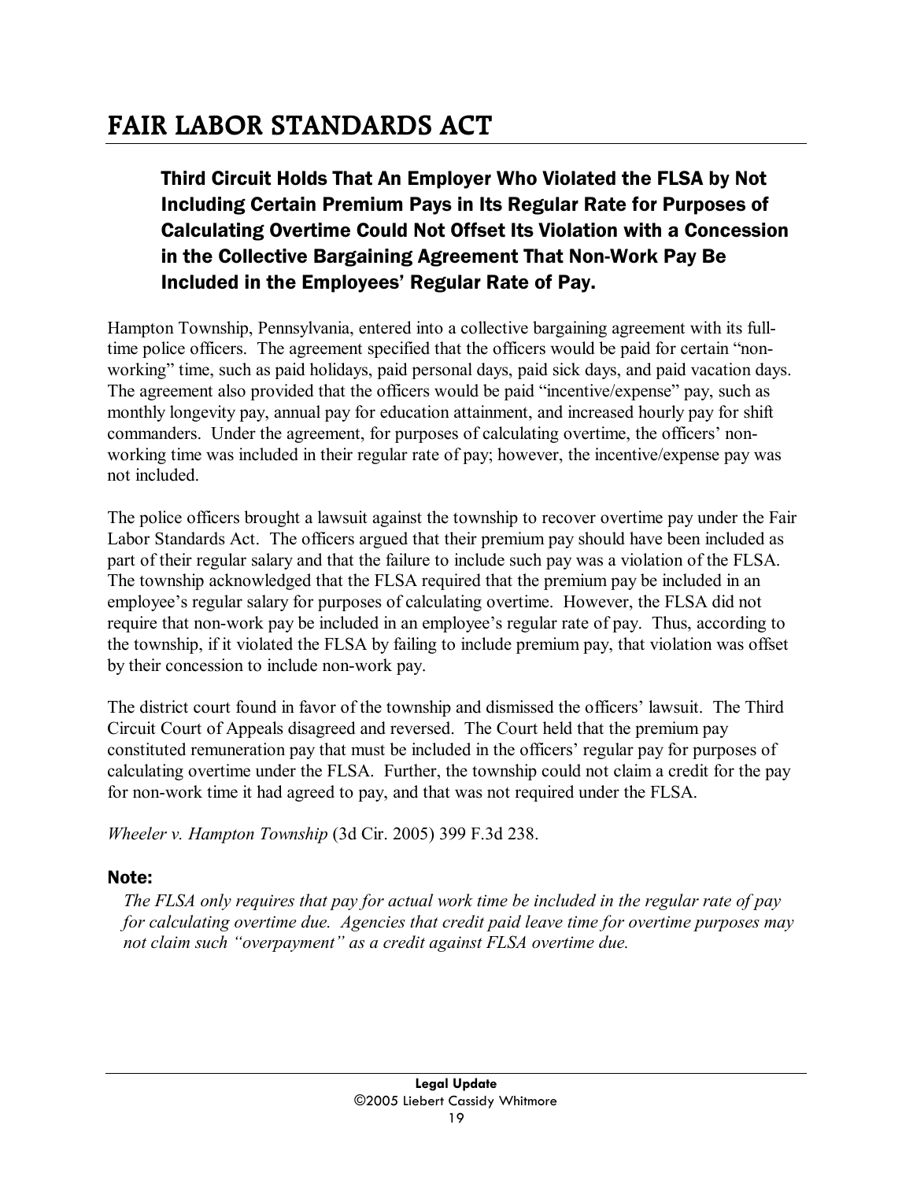# FAIR LABOR STANDARDS ACT

### Third Circuit Holds That An Employer Who Violated the FLSA by Not Including Certain Premium Pays in Its Regular Rate for Purposes of Calculating Overtime Could Not Offset Its Violation with a Concession in the Collective Bargaining Agreement That Non-Work Pay Be Included in the Employees' Regular Rate of Pay.

Hampton Township, Pennsylvania, entered into a collective bargaining agreement with its full-time police officers. The agreement specified that the officers would be paid for certain "non-working" time, such as paid holidays, paid personal days, paid sick days, and paid vacation days. The agreement also provided that the officers would be paid "incentive/expense" pay, such as monthly longevity pay, annual pay for education attainment, and increased hourly pay for shift commanders. Under the agreement, for purposes of calculating overtime, the officers' non-working time was included in their regular rate of pay; however, the incentive/expense pay was not included.

The police officers brought a lawsuit against the township to recover overtime pay under the Fair Labor Standards Act. The officers argued that their premium pay should have been included as part of their regular salary and that the failure to include such pay was a violation of the FLSA. The township acknowledged that the FLSA required that the premium pay be included in an employee's regular salary for purposes of calculating overtime. However, the FLSA did not require that non-work pay be included in an employee's regular rate of pay. Thus, according to the township, if it violated the FLSA by failing to include premium pay, that violation was offset by their concession to include non-work pay.

The district court found in favor of the township and dismissed the officers' lawsuit. The Third Circuit Court of Appeals disagreed and reversed. The Court held that the premium pay constituted remuneration pay that must be included in the officers' regular pay for purposes of calculating overtime under the FLSA. Further, the township could not claim a credit for the pay for non-work time it had agreed to pay, and that was not required under the FLSA.

*Wheeler v. Hampton Township* (3d Cir. 2005) 399 F.3d 238.

### Note:

*The FLSA only requires that pay for actual work time be included in the regular rate of pay for calculating overtime due. Agencies that credit paid leave time for overtime purposes may not claim such "overpayment" as a credit against FLSA overtime due.*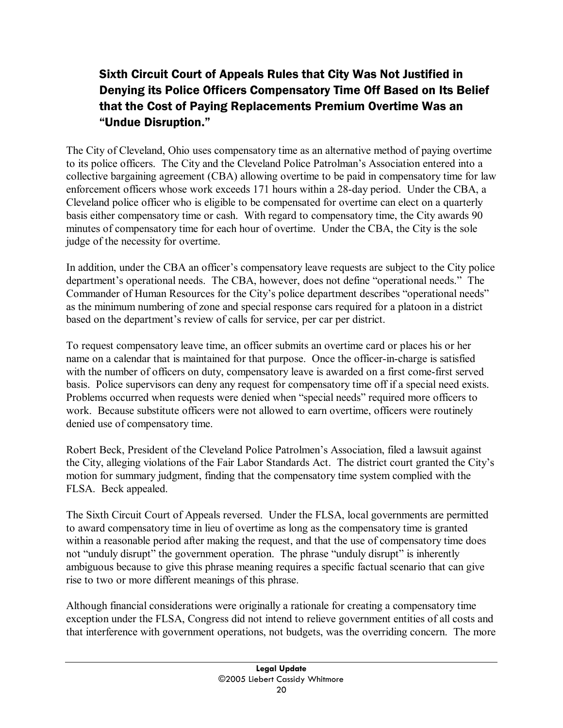### Sixth Circuit Court of Appeals Rules that City Was Not Justified in Denying its Police Officers Compensatory Time Off Based on Its Belief that the Cost of Paying Replacements Premium Overtime Was an "Undue Disruption."

The City of Cleveland, Ohio uses compensatory time as an alternative method of paying overtime to its police officers. The City and the Cleveland Police Patrolman's Association entered into a collective bargaining agreement (CBA) allowing overtime to be paid in compensatory time for law enforcement officers whose work exceeds 171 hours within a 28-day period. Under the CBA, a Cleveland police officer who is eligible to be compensated for overtime can elect on a quarterly basis either compensatory time or cash. With regard to compensatory time, the City awards 90 minutes of compensatory time for each hour of overtime. Under the CBA, the City is the sole judge of the necessity for overtime.

In addition, under the CBA an officer's compensatory leave requests are subject to the City police department's operational needs. The CBA, however, does not define "operational needs." The Commander of Human Resources for the City's police department describes "operational needs" as the minimum numbering of zone and special response cars required for a platoon in a district based on the department's review of calls for service, per car per district.

To request compensatory leave time, an officer submits an overtime card or places his or her name on a calendar that is maintained for that purpose. Once the officer-in-charge is satisfied with the number of officers on duty, compensatory leave is awarded on a first come-first served basis. Police supervisors can deny any request for compensatory time off if a special need exists. Problems occurred when requests were denied when "special needs" required more officers to work. Because substitute officers were not allowed to earn overtime, officers were routinely denied use of compensatory time.

Robert Beck, President of the Cleveland Police Patrolmen's Association, filed a lawsuit against the City, alleging violations of the Fair Labor Standards Act. The district court granted the City's motion for summary judgment, finding that the compensatory time system complied with the FLSA. Beck appealed.

The Sixth Circuit Court of Appeals reversed. Under the FLSA, local governments are permitted to award compensatory time in lieu of overtime as long as the compensatory time is granted within a reasonable period after making the request, and that the use of compensatory time does not "unduly disrupt" the government operation. The phrase "unduly disrupt" is inherently ambiguous because to give this phrase meaning requires a specific factual scenario that can give rise to two or more different meanings of this phrase.

Although financial considerations were originally a rationale for creating a compensatory time exception under the FLSA, Congress did not intend to relieve government entities of all costs and that interference with government operations, not budgets, was the overriding concern. The more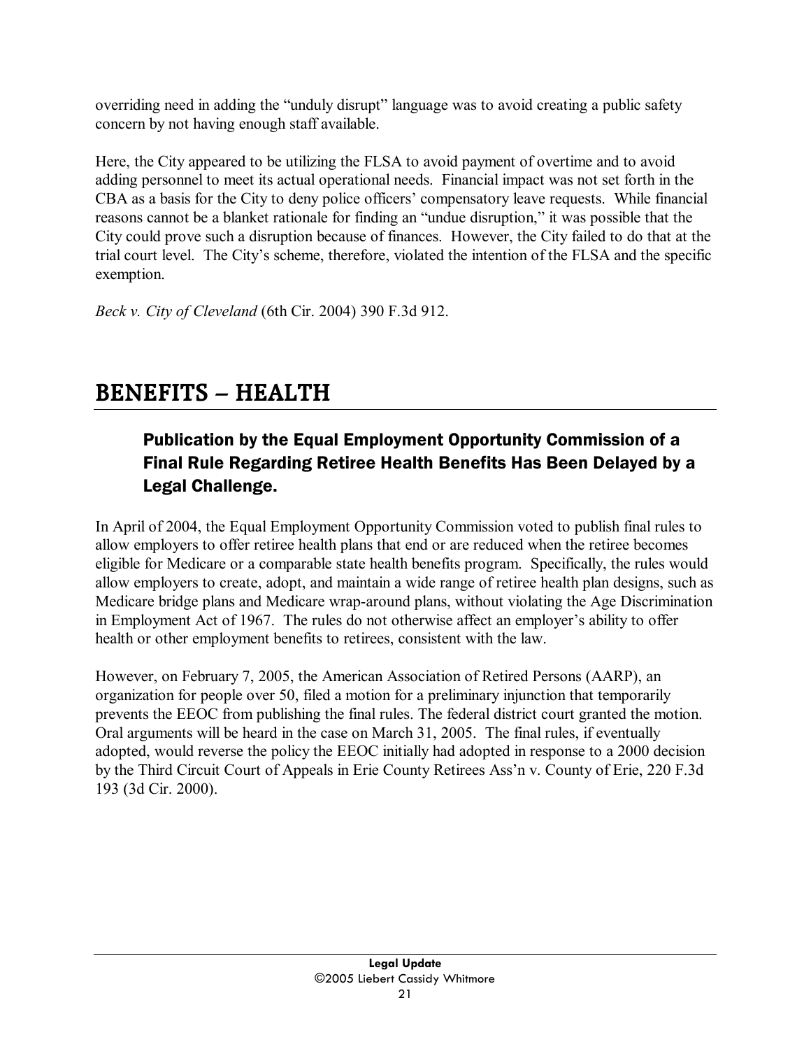overriding need in adding the "unduly disrupt" language was to avoid creating a public safety concern by not having enough staff available.

Here, the City appeared to be utilizing the FLSA to avoid payment of overtime and to avoid adding personnel to meet its actual operational needs. Financial impact was not set forth in the CBA as a basis for the City to deny police officers' compensatory leave requests. While financial reasons cannot be a blanket rationale for finding an "undue disruption," it was possible that the City could prove such a disruption because of finances. However, the City failed to do that at the trial court level. The City's scheme, therefore, violated the intention of the FLSA and the specific exemption.

*Beck v. City of Cleveland* (6th Cir. 2004) 390 F.3d 912.

# BENEFITS – HEALTH

## Publication by the Equal Employment Opportunity Commission of a Final Rule Regarding Retiree Health Benefits Has Been Delayed by a Legal Challenge.

In April of 2004, the Equal Employment Opportunity Commission voted to publish final rules to allow employers to offer retiree health plans that end or are reduced when the retiree becomes eligible for Medicare or a comparable state health benefits program. Specifically, the rules would allow employers to create, adopt, and maintain a wide range of retiree health plan designs, such as Medicare bridge plans and Medicare wrap-around plans, without violating the Age Discrimination in Employment Act of 1967. The rules do not otherwise affect an employer's ability to offer health or other employment benefits to retirees, consistent with the law.

However, on February 7, 2005, the American Association of Retired Persons (AARP), an organization for people over 50, filed a motion for a preliminary injunction that temporarily prevents the EEOC from publishing the final rules. The federal district court granted the motion. Oral arguments will be heard in the case on March 31, 2005. The final rules, if eventually adopted, would reverse the policy the EEOC initially had adopted in response to a 2000 decision by the Third Circuit Court of Appeals in Erie County Retirees Ass'n v. County of Erie, 220 F.3d 193 (3d Cir. 2000).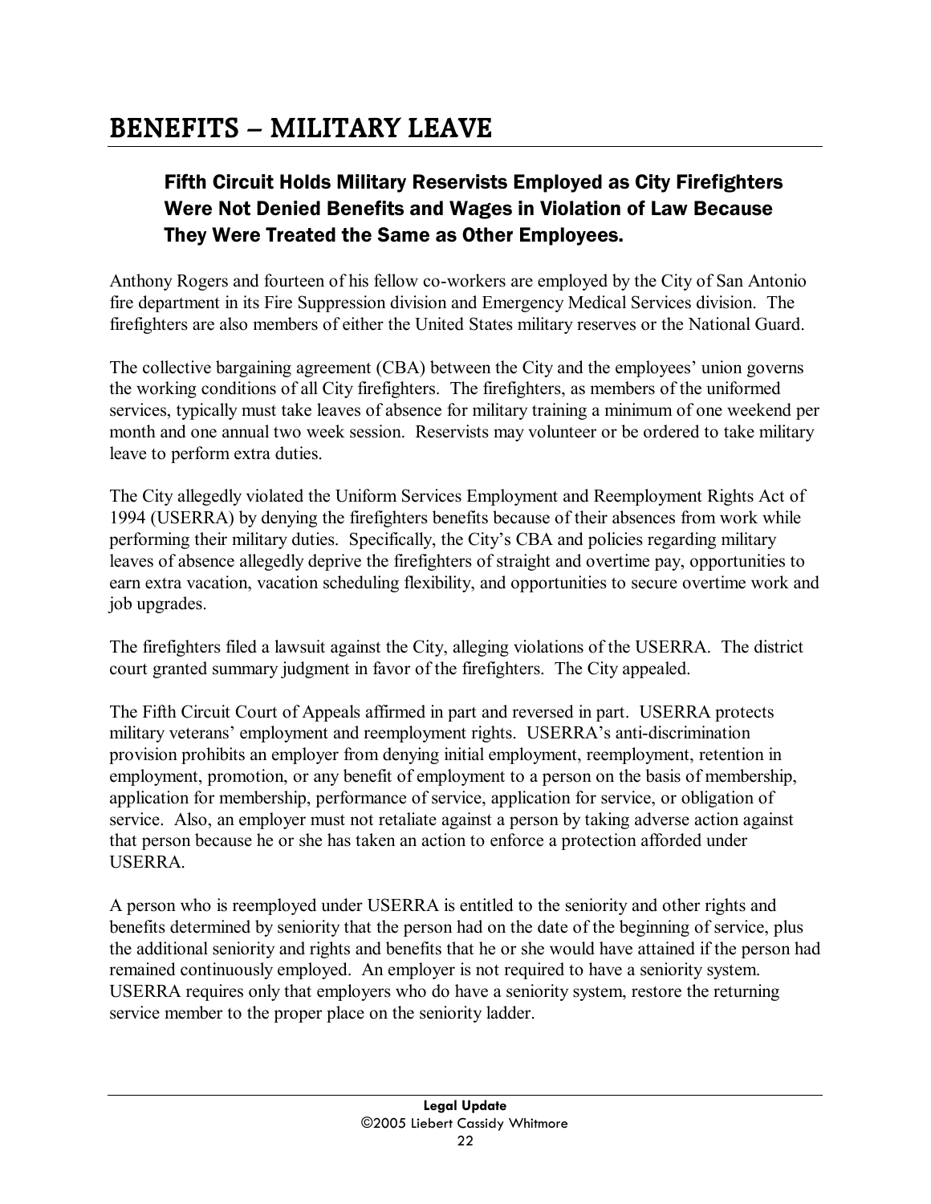# BENEFITS – MILITARY LEAVE

### Fifth Circuit Holds Military Reservists Employed as City Firefighters Were Not Denied Benefits and Wages in Violation of Law Because They Were Treated the Same as Other Employees.

Anthony Rogers and fourteen of his fellow co-workers are employed by the City of San Antonio fire department in its Fire Suppression division and Emergency Medical Services division. The firefighters are also members of either the United States military reserves or the National Guard.

The collective bargaining agreement (CBA) between the City and the employees' union governs the working conditions of all City firefighters. The firefighters, as members of the uniformed services, typically must take leaves of absence for military training a minimum of one weekend per month and one annual two week session. Reservists may volunteer or be ordered to take military leave to perform extra duties.

The City allegedly violated the Uniform Services Employment and Reemployment Rights Act of 1994 (USERRA) by denying the firefighters benefits because of their absences from work while performing their military duties. Specifically, the City's CBA and policies regarding military leaves of absence allegedly deprive the firefighters of straight and overtime pay, opportunities to earn extra vacation, vacation scheduling flexibility, and opportunities to secure overtime work and job upgrades.

The firefighters filed a lawsuit against the City, alleging violations of the USERRA. The district court granted summary judgment in favor of the firefighters. The City appealed.

The Fifth Circuit Court of Appeals affirmed in part and reversed in part. USERRA protects military veterans' employment and reemployment rights. USERRA's anti-discrimination provision prohibits an employer from denying initial employment, reemployment, retention in employment, promotion, or any benefit of employment to a person on the basis of membership, application for membership, performance of service, application for service, or obligation of service. Also, an employer must not retaliate against a person by taking adverse action against that person because he or she has taken an action to enforce a protection afforded under USERRA.

A person who is reemployed under USERRA is entitled to the seniority and other rights and benefits determined by seniority that the person had on the date of the beginning of service, plus the additional seniority and rights and benefits that he or she would have attained if the person had remained continuously employed. An employer is not required to have a seniority system. USERRA requires only that employers who do have a seniority system, restore the returning service member to the proper place on the seniority ladder.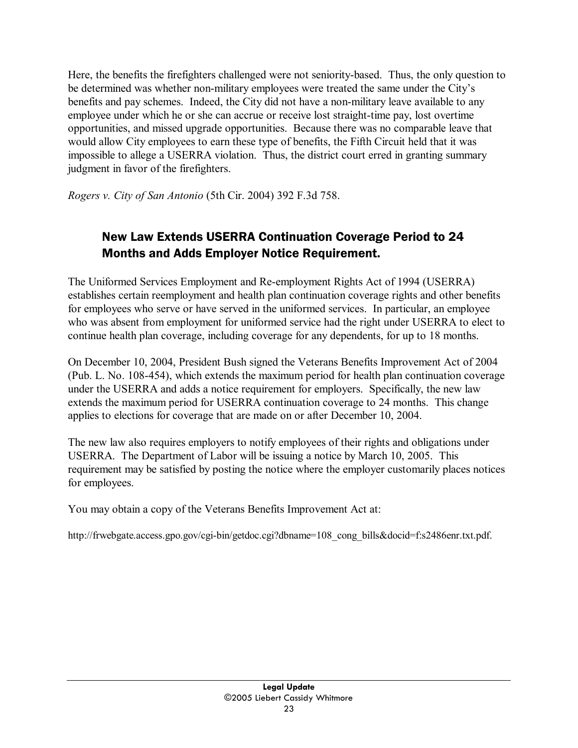Here, the benefits the firefighters challenged were not seniority-based. Thus, the only question to be determined was whether non-military employees were treated the same under the City's benefits and pay schemes. Indeed, the City did not have a non-military leave available to any employee under which he or she can accrue or receive lost straight-time pay, lost overtime opportunities, and missed upgrade opportunities. Because there was no comparable leave that would allow City employees to earn these type of benefits, the Fifth Circuit held that it was impossible to allege a USERRA violation. Thus, the district court erred in granting summary judgment in favor of the firefighters.

*Rogers v. City of San Antonio* (5th Cir. 2004) 392 F.3d 758.

## New Law Extends USERRA Continuation Coverage Period to 24 Months and Adds Employer Notice Requirement.

The Uniformed Services Employment and Re-employment Rights Act of 1994 (USERRA) establishes certain reemployment and health plan continuation coverage rights and other benefits for employees who serve or have served in the uniformed services. In particular, an employee who was absent from employment for uniformed service had the right under USERRA to elect to continue health plan coverage, including coverage for any dependents, for up to 18 months.

On December 10, 2004, President Bush signed the Veterans Benefits Improvement Act of 2004 (Pub. L. No. 108-454), which extends the maximum period for health plan continuation coverage under the USERRA and adds a notice requirement for employers. Specifically, the new law extends the maximum period for USERRA continuation coverage to 24 months. This change applies to elections for coverage that are made on or after December 10, 2004.

The new law also requires employers to notify employees of their rights and obligations under USERRA. The Department of Labor will be issuing a notice by March 10, 2005. This requirement may be satisfied by posting the notice where the employer customarily places notices for employees.

You may obtain a copy of the Veterans Benefits Improvement Act at:

http://frwebgate.access.gpo.gov/cgi-bin/getdoc.cgi?dbname=108_cong_bills&docid=f:s2486enr.txt.pdf.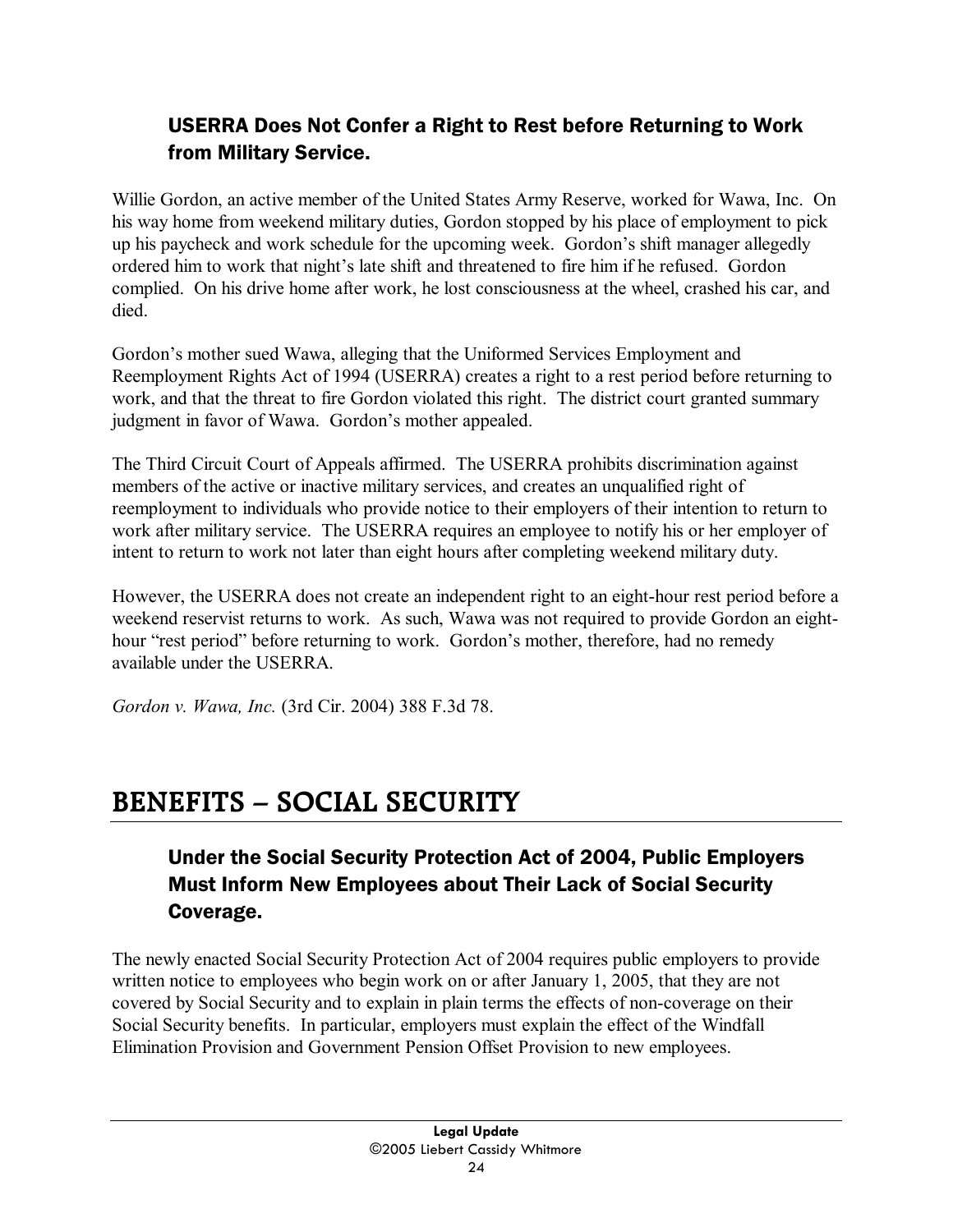### USERRA Does Not Confer a Right to Rest before Returning to Work from Military Service.

Willie Gordon, an active member of the United States Army Reserve, worked for Wawa, Inc. On his way home from weekend military duties, Gordon stopped by his place of employment to pick up his paycheck and work schedule for the upcoming week. Gordon's shift manager allegedly ordered him to work that night's late shift and threatened to fire him if he refused. Gordon complied. On his drive home after work, he lost consciousness at the wheel, crashed his car, and died.

Gordon's mother sued Wawa, alleging that the Uniformed Services Employment and Reemployment Rights Act of 1994 (USERRA) creates a right to a rest period before returning to work, and that the threat to fire Gordon violated this right. The district court granted summary judgment in favor of Wawa. Gordon's mother appealed.

The Third Circuit Court of Appeals affirmed. The USERRA prohibits discrimination against members of the active or inactive military services, and creates an unqualified right of reemployment to individuals who provide notice to their employers of their intention to return to work after military service. The USERRA requires an employee to notify his or her employer of intent to return to work not later than eight hours after completing weekend military duty.

However, the USERRA does not create an independent right to an eight-hour rest period before a weekend reservist returns to work. As such, Wawa was not required to provide Gordon an eight-hour "rest period" before returning to work. Gordon's mother, therefore, had no remedy available under the USERRA.

*Gordon v. Wawa, Inc.* (3rd Cir. 2004) 388 F.3d 78.

## BENEFITS – SOCIAL SECURITY

### Under the Social Security Protection Act of 2004, Public Employers Must Inform New Employees about Their Lack of Social Security Coverage.

The newly enacted Social Security Protection Act of 2004 requires public employers to provide written notice to employees who begin work on or after January 1, 2005, that they are not covered by Social Security and to explain in plain terms the effects of non-coverage on their Social Security benefits. In particular, employers must explain the effect of the Windfall Elimination Provision and Government Pension Offset Provision to new employees.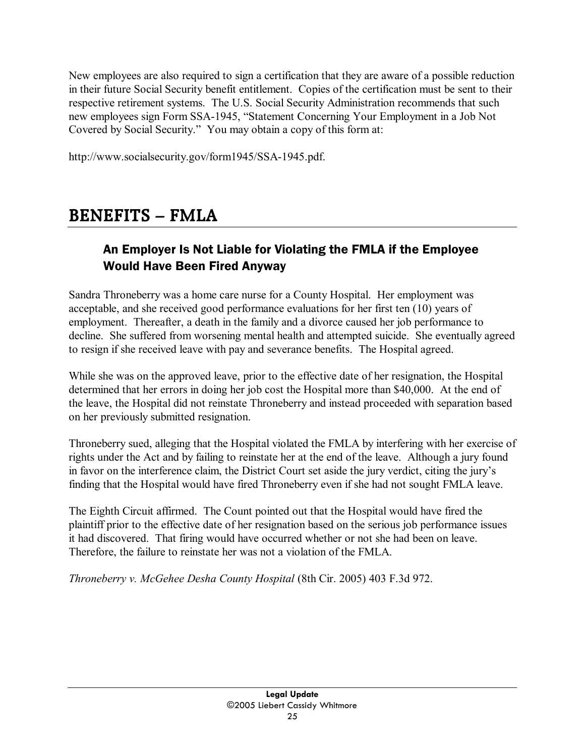New employees are also required to sign a certification that they are aware of a possible reduction in their future Social Security benefit entitlement. Copies of the certification must be sent to their respective retirement systems. The U.S. Social Security Administration recommends that such new employees sign Form SSA-1945, "Statement Concerning Your Employment in a Job Not Covered by Social Security." You may obtain a copy of this form at:

http://www.socialsecurity.gov/form1945/SSA-1945.pdf.

# BENEFITS – FMLA

## An Employer Is Not Liable for Violating the FMLA if the Employee Would Have Been Fired Anyway

Sandra Throneberry was a home care nurse for a County Hospital. Her employment was acceptable, and she received good performance evaluations for her first ten (10) years of employment. Thereafter, a death in the family and a divorce caused her job performance to decline. She suffered from worsening mental health and attempted suicide. She eventually agreed to resign if she received leave with pay and severance benefits. The Hospital agreed.

While she was on the approved leave, prior to the effective date of her resignation, the Hospital determined that her errors in doing her job cost the Hospital more than $40,000. At the end of the leave, the Hospital did not reinstate Throneberry and instead proceeded with separation based on her previously submitted resignation.

Throneberry sued, alleging that the Hospital violated the FMLA by interfering with her exercise of rights under the Act and by failing to reinstate her at the end of the leave. Although a jury found in favor on the interference claim, the District Court set aside the jury verdict, citing the jury's finding that the Hospital would have fired Throneberry even if she had not sought FMLA leave.

The Eighth Circuit affirmed. The Count pointed out that the Hospital would have fired the plaintiff prior to the effective date of her resignation based on the serious job performance issues it had discovered. That firing would have occurred whether or not she had been on leave. Therefore, the failure to reinstate her was not a violation of the FMLA.

*Throneberry v. McGehee Desha County Hospital* (8th Cir. 2005) 403 F.3d 972.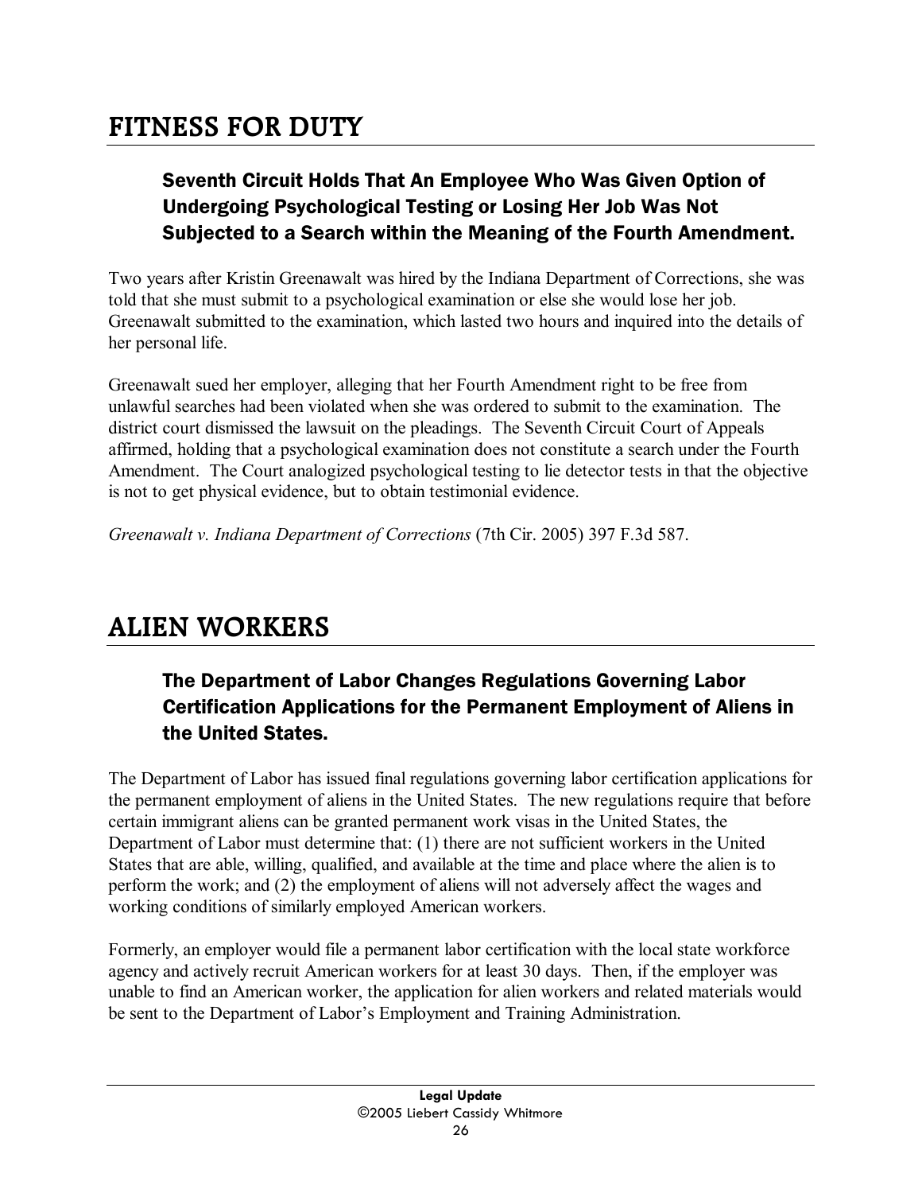# FITNESS FOR DUTY

### Seventh Circuit Holds That An Employee Who Was Given Option of Undergoing Psychological Testing or Losing Her Job Was Not Subjected to a Search within the Meaning of the Fourth Amendment.

Two years after Kristin Greenawalt was hired by the Indiana Department of Corrections, she was told that she must submit to a psychological examination or else she would lose her job. Greenawalt submitted to the examination, which lasted two hours and inquired into the details of her personal life.

Greenawalt sued her employer, alleging that her Fourth Amendment right to be free from unlawful searches had been violated when she was ordered to submit to the examination. The district court dismissed the lawsuit on the pleadings. The Seventh Circuit Court of Appeals affirmed, holding that a psychological examination does not constitute a search under the Fourth Amendment. The Court analogized psychological testing to lie detector tests in that the objective is not to get physical evidence, but to obtain testimonial evidence.

*Greenawalt v. Indiana Department of Corrections* (7th Cir. 2005) 397 F.3d 587.

# ALIEN WORKERS

### The Department of Labor Changes Regulations Governing Labor Certification Applications for the Permanent Employment of Aliens in the United States.

The Department of Labor has issued final regulations governing labor certification applications for the permanent employment of aliens in the United States. The new regulations require that before certain immigrant aliens can be granted permanent work visas in the United States, the Department of Labor must determine that: (1) there are not sufficient workers in the United States that are able, willing, qualified, and available at the time and place where the alien is to perform the work; and (2) the employment of aliens will not adversely affect the wages and working conditions of similarly employed American workers.

Formerly, an employer would file a permanent labor certification with the local state workforce agency and actively recruit American workers for at least 30 days. Then, if the employer was unable to find an American worker, the application for alien workers and related materials would be sent to the Department of Labor's Employment and Training Administration.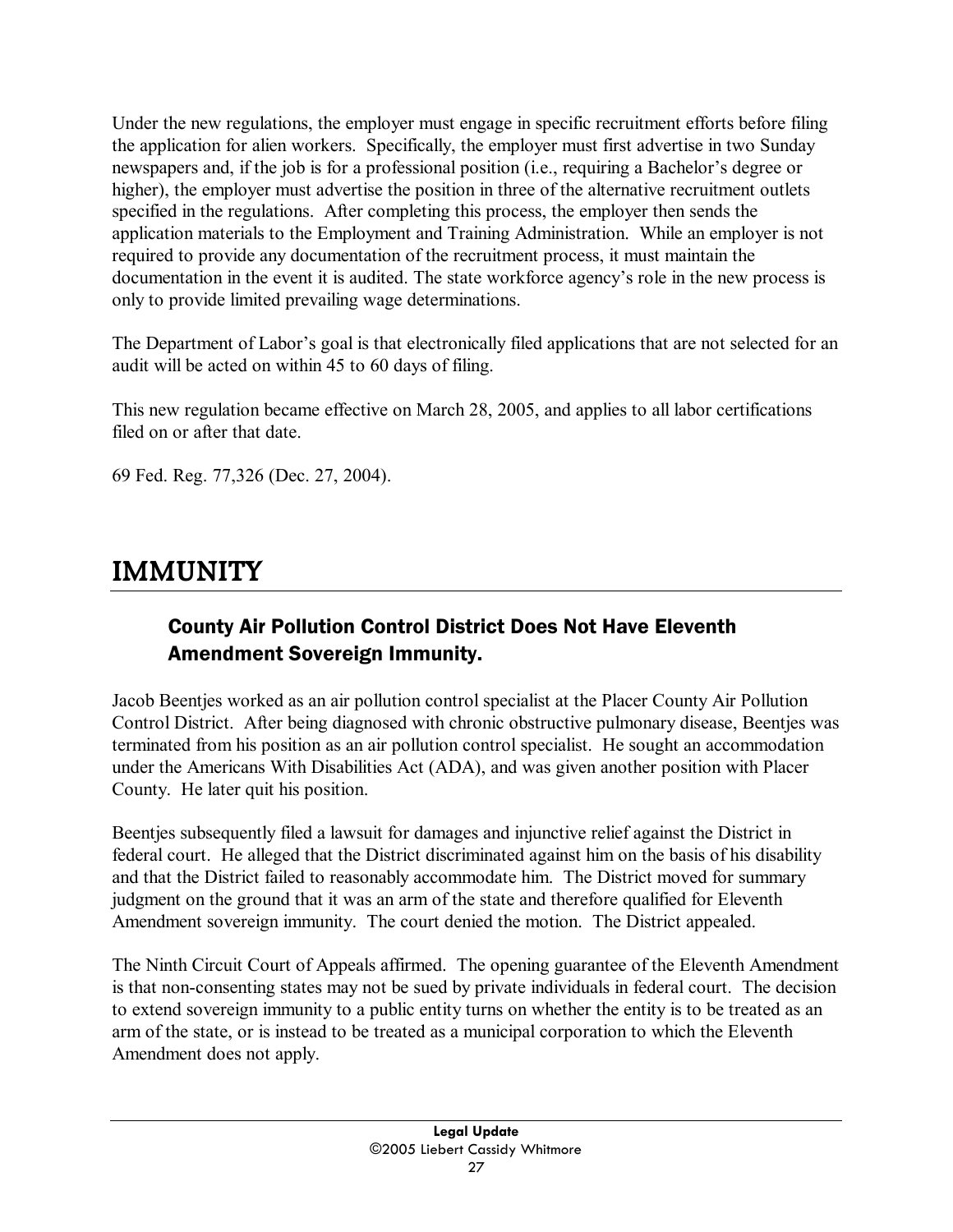Under the new regulations, the employer must engage in specific recruitment efforts before filing the application for alien workers. Specifically, the employer must first advertise in two Sunday newspapers and, if the job is for a professional position (i.e., requiring a Bachelor's degree or higher), the employer must advertise the position in three of the alternative recruitment outlets specified in the regulations. After completing this process, the employer then sends the application materials to the Employment and Training Administration. While an employer is not required to provide any documentation of the recruitment process, it must maintain the documentation in the event it is audited. The state workforce agency's role in the new process is only to provide limited prevailing wage determinations.

The Department of Labor's goal is that electronically filed applications that are not selected for an audit will be acted on within 45 to 60 days of filing.

This new regulation became effective on March 28, 2005, and applies to all labor certifications filed on or after that date.

69 Fed. Reg. 77,326 (Dec. 27, 2004).

# IMMUNITY

## County Air Pollution Control District Does Not Have Eleventh Amendment Sovereign Immunity.

Jacob Beentjes worked as an air pollution control specialist at the Placer County Air Pollution Control District. After being diagnosed with chronic obstructive pulmonary disease, Beentjes was terminated from his position as an air pollution control specialist. He sought an accommodation under the Americans With Disabilities Act (ADA), and was given another position with Placer County. He later quit his position.

Beentjes subsequently filed a lawsuit for damages and injunctive relief against the District in federal court. He alleged that the District discriminated against him on the basis of his disability and that the District failed to reasonably accommodate him. The District moved for summary judgment on the ground that it was an arm of the state and therefore qualified for Eleventh Amendment sovereign immunity. The court denied the motion. The District appealed.

The Ninth Circuit Court of Appeals affirmed. The opening guarantee of the Eleventh Amendment is that non-consenting states may not be sued by private individuals in federal court. The decision to extend sovereign immunity to a public entity turns on whether the entity is to be treated as an arm of the state, or is instead to be treated as a municipal corporation to which the Eleventh Amendment does not apply.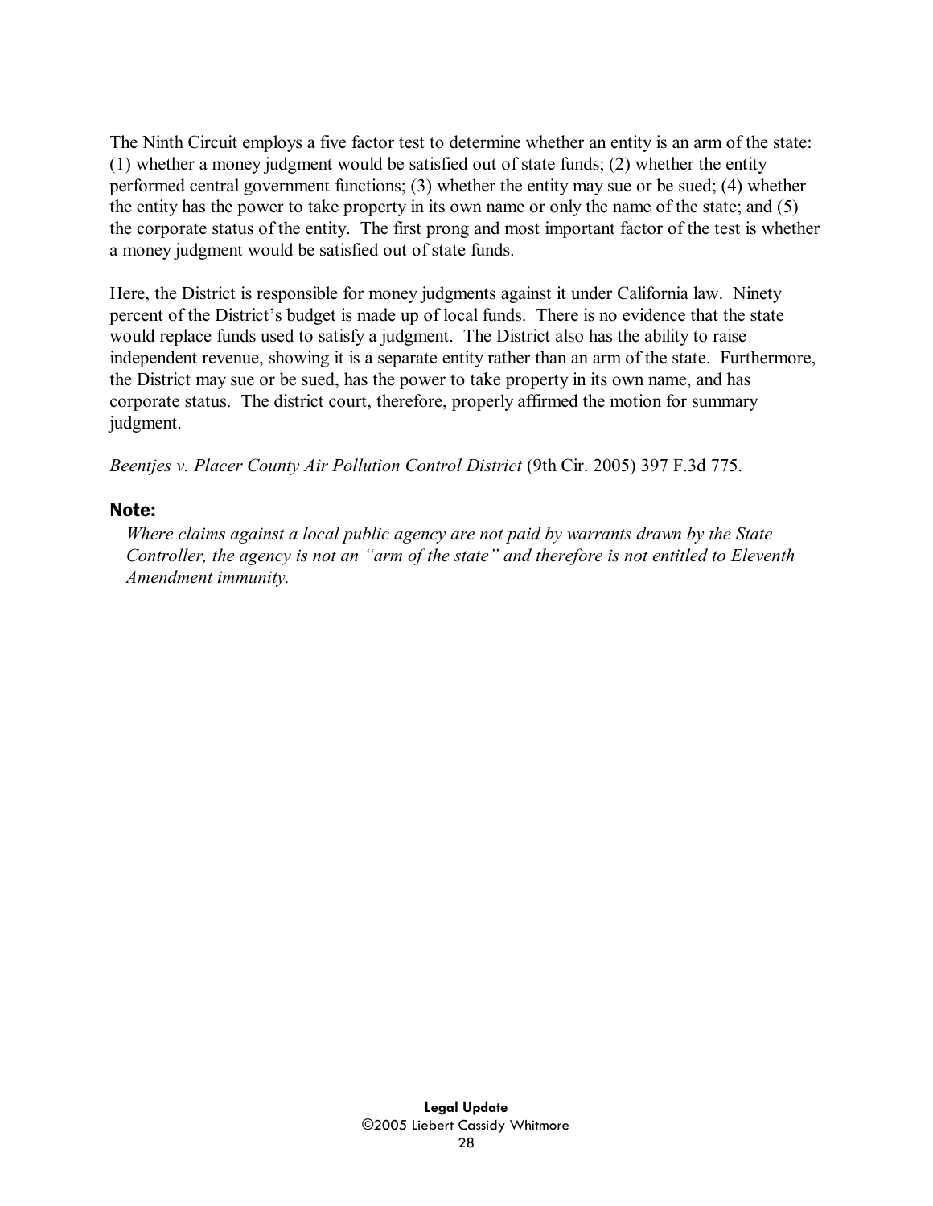The Ninth Circuit employs a five factor test to determine whether an entity is an arm of the state: (1) whether a money judgment would be satisfied out of state funds; (2) whether the entity performed central government functions; (3) whether the entity may sue or be sued; (4) whether the entity has the power to take property in its own name or only the name of the state; and (5) the corporate status of the entity. The first prong and most important factor of the test is whether a money judgment would be satisfied out of state funds.

Here, the District is responsible for money judgments against it under California law. Ninety percent of the District's budget is made up of local funds. There is no evidence that the state would replace funds used to satisfy a judgment. The District also has the ability to raise independent revenue, showing it is a separate entity rather than an arm of the state. Furthermore, the District may sue or be sued, has the power to take property in its own name, and has corporate status. The district court, therefore, properly affirmed the motion for summary judgment.

*Beentjes v. Placer County Air Pollution Control District* (9th Cir. 2005) 397 F.3d 775.

### Note:

*Where claims against a local public agency are not paid by warrants drawn by the State Controller, the agency is not an "arm of the state" and therefore is not entitled to Eleventh Amendment immunity.*